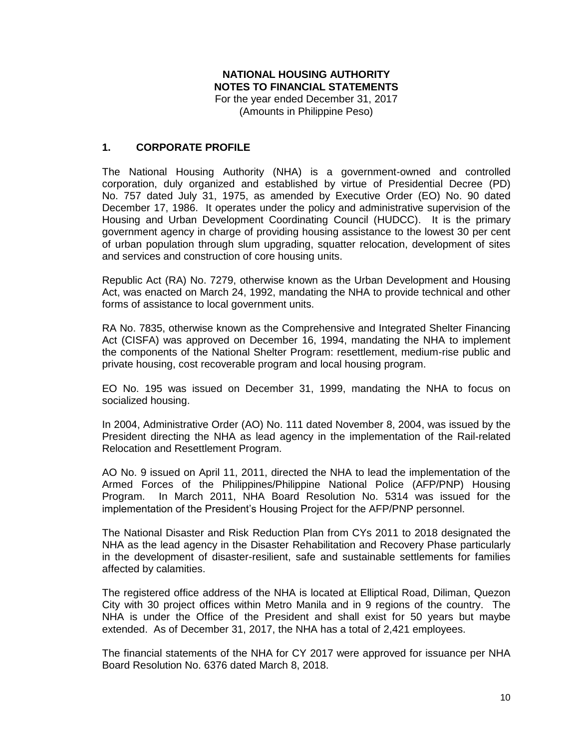# NATIONAL HOUSING AUTHORITY
## NOTES TO FINANCIAL STATEMENTS

For the year ended December 31, 2017
(Amounts in Philippine Peso)

## 1. CORPORATE PROFILE

The National Housing Authority (NHA) is a government-owned and controlled corporation, duly organized and established by virtue of Presidential Decree (PD) No. 757 dated July 31, 1975, as amended by Executive Order (EO) No. 90 dated December 17, 1986. It operates under the policy and administrative supervision of the Housing and Urban Development Coordinating Council (HUDCC). It is the primary government agency in charge of providing housing assistance to the lowest 30 per cent of urban population through slum upgrading, squatter relocation, development of sites and services and construction of core housing units.

Republic Act (RA) No. 7279, otherwise known as the Urban Development and Housing Act, was enacted on March 24, 1992, mandating the NHA to provide technical and other forms of assistance to local government units.

RA No. 7835, otherwise known as the Comprehensive and Integrated Shelter Financing Act (CISFA) was approved on December 16, 1994, mandating the NHA to implement the components of the National Shelter Program: resettlement, medium-rise public and private housing, cost recoverable program and local housing program.

EO No. 195 was issued on December 31, 1999, mandating the NHA to focus on socialized housing.

In 2004, Administrative Order (AO) No. 111 dated November 8, 2004, was issued by the President directing the NHA as lead agency in the implementation of the Rail-related Relocation and Resettlement Program.

AO No. 9 issued on April 11, 2011, directed the NHA to lead the implementation of the Armed Forces of the Philippines/Philippine National Police (AFP/PNP) Housing Program. In March 2011, NHA Board Resolution No. 5314 was issued for the implementation of the President's Housing Project for the AFP/PNP personnel.

The National Disaster and Risk Reduction Plan from CYs 2011 to 2018 designated the NHA as the lead agency in the Disaster Rehabilitation and Recovery Phase particularly in the development of disaster-resilient, safe and sustainable settlements for families affected by calamities.

The registered office address of the NHA is located at Elliptical Road, Diliman, Quezon City with 30 project offices within Metro Manila and in 9 regions of the country. The NHA is under the Office of the President and shall exist for 50 years but maybe extended. As of December 31, 2017, the NHA has a total of 2,421 employees.

The financial statements of the NHA for CY 2017 were approved for issuance per NHA Board Resolution No. 6376 dated March 8, 2018.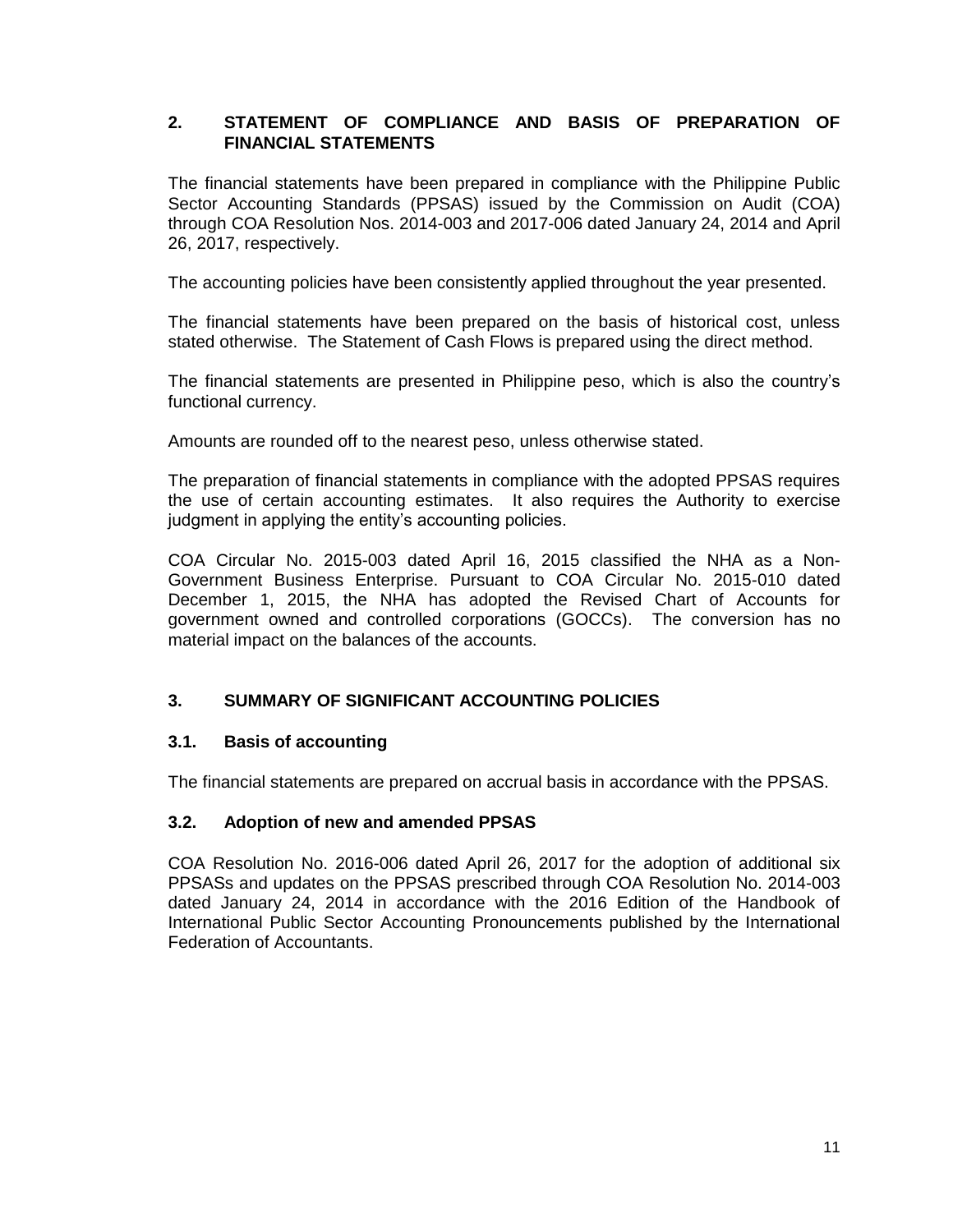## 2. STATEMENT OF COMPLIANCE AND BASIS OF PREPARATION OF FINANCIAL STATEMENTS

The financial statements have been prepared in compliance with the Philippine Public Sector Accounting Standards (PPSAS) issued by the Commission on Audit (COA) through COA Resolution Nos. 2014-003 and 2017-006 dated January 24, 2014 and April 26, 2017, respectively.

The accounting policies have been consistently applied throughout the year presented.

The financial statements have been prepared on the basis of historical cost, unless stated otherwise. The Statement of Cash Flows is prepared using the direct method.

The financial statements are presented in Philippine peso, which is also the country's functional currency.

Amounts are rounded off to the nearest peso, unless otherwise stated.

The preparation of financial statements in compliance with the adopted PPSAS requires the use of certain accounting estimates. It also requires the Authority to exercise judgment in applying the entity's accounting policies.

COA Circular No. 2015-003 dated April 16, 2015 classified the NHA as a Non-Government Business Enterprise. Pursuant to COA Circular No. 2015-010 dated December 1, 2015, the NHA has adopted the Revised Chart of Accounts for government owned and controlled corporations (GOCCs). The conversion has no material impact on the balances of the accounts.

## 3. SUMMARY OF SIGNIFICANT ACCOUNTING POLICIES

### 3.1. Basis of accounting

The financial statements are prepared on accrual basis in accordance with the PPSAS.

### 3.2. Adoption of new and amended PPSAS

COA Resolution No. 2016-006 dated April 26, 2017 for the adoption of additional six PPSASs and updates on the PPSAS prescribed through COA Resolution No. 2014-003 dated January 24, 2014 in accordance with the 2016 Edition of the Handbook of International Public Sector Accounting Pronouncements published by the International Federation of Accountants.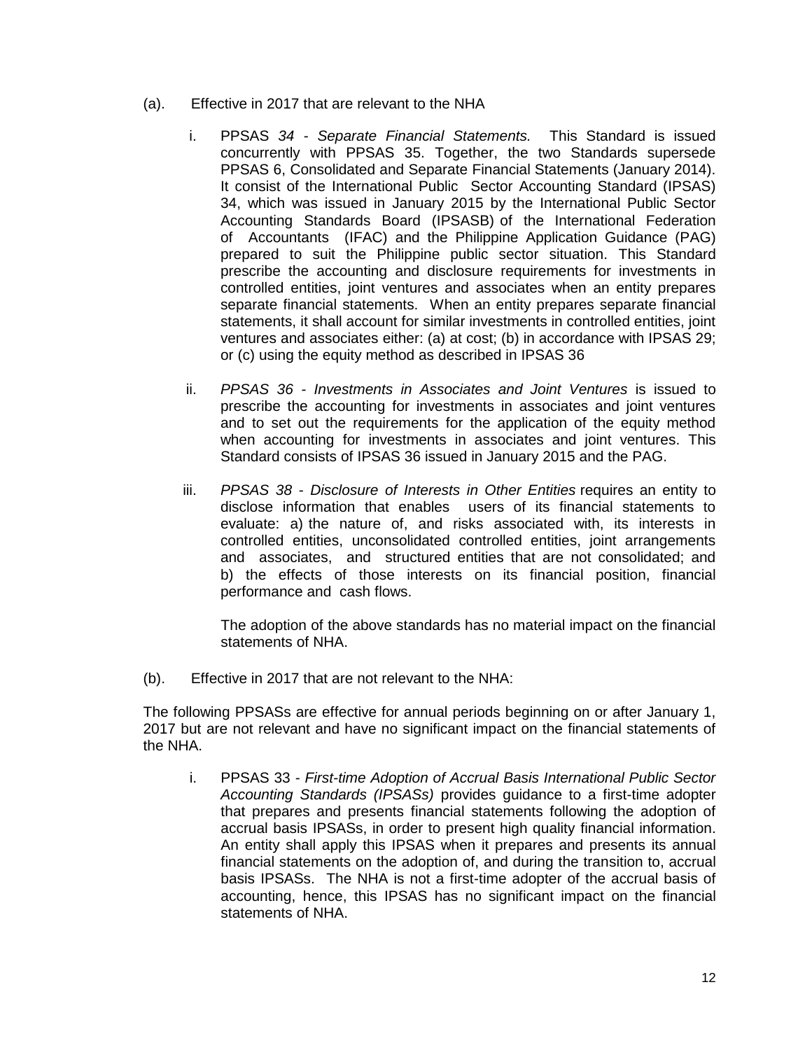(a). Effective in 2017 that are relevant to the NHA

i. PPSAS *34 - Separate Financial Statements.* This Standard is issued concurrently with PPSAS 35. Together, the two Standards supersede PPSAS 6, Consolidated and Separate Financial Statements (January 2014). It consist of the International Public Sector Accounting Standard (IPSAS) 34, which was issued in January 2015 by the International Public Sector Accounting Standards Board (IPSASB) of the International Federation of Accountants (IFAC) and the Philippine Application Guidance (PAG) prepared to suit the Philippine public sector situation. This Standard prescribe the accounting and disclosure requirements for investments in controlled entities, joint ventures and associates when an entity prepares separate financial statements. When an entity prepares separate financial statements, it shall account for similar investments in controlled entities, joint ventures and associates either: (a) at cost; (b) in accordance with IPSAS 29; or (c) using the equity method as described in IPSAS 36

ii. *PPSAS 36 - Investments in Associates and Joint Ventures* is issued to prescribe the accounting for investments in associates and joint ventures and to set out the requirements for the application of the equity method when accounting for investments in associates and joint ventures. This Standard consists of IPSAS 36 issued in January 2015 and the PAG.

iii. *PPSAS 38 - Disclosure of Interests in Other Entities* requires an entity to disclose information that enables users of its financial statements to evaluate: a) the nature of, and risks associated with, its interests in controlled entities, unconsolidated controlled entities, joint arrangements and associates, and structured entities that are not consolidated; and b) the effects of those interests on its financial position, financial performance and cash flows.

   The adoption of the above standards has no material impact on the financial statements of NHA.

(b). Effective in 2017 that are not relevant to the NHA:

The following PPSASs are effective for annual periods beginning on or after January 1, 2017 but are not relevant and have no significant impact on the financial statements of the NHA.

i. PPSAS 33 - *First-time Adoption of Accrual Basis International Public Sector Accounting Standards (IPSASs)* provides guidance to a first-time adopter that prepares and presents financial statements following the adoption of accrual basis IPSASs, in order to present high quality financial information. An entity shall apply this IPSAS when it prepares and presents its annual financial statements on the adoption of, and during the transition to, accrual basis IPSASs. The NHA is not a first-time adopter of the accrual basis of accounting, hence, this IPSAS has no significant impact on the financial statements of NHA.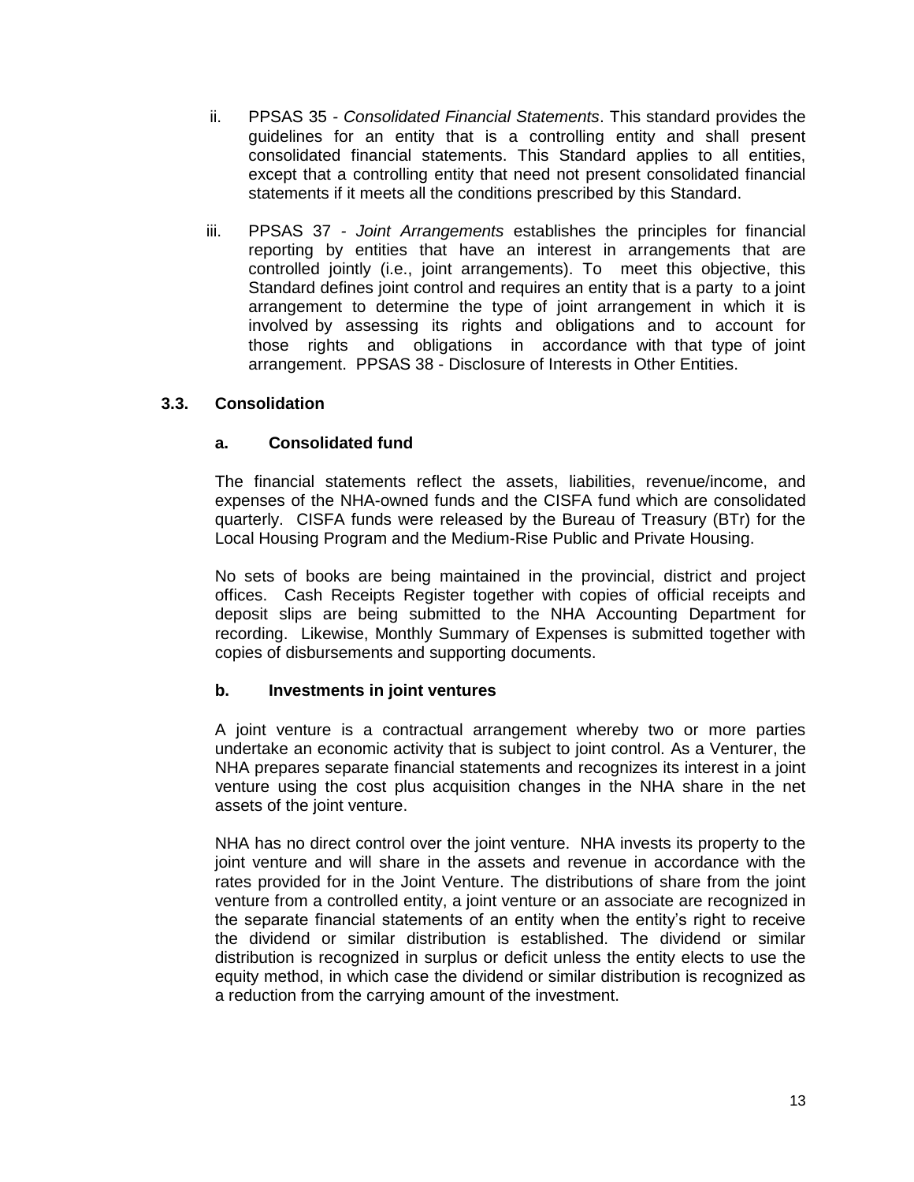ii. PPSAS 35 - *Consolidated Financial Statements*. This standard provides the guidelines for an entity that is a controlling entity and shall present consolidated financial statements. This Standard applies to all entities, except that a controlling entity that need not present consolidated financial statements if it meets all the conditions prescribed by this Standard.

iii. PPSAS 37 - *Joint Arrangements* establishes the principles for financial reporting by entities that have an interest in arrangements that are controlled jointly (i.e., joint arrangements). To meet this objective, this Standard defines joint control and requires an entity that is a party to a joint arrangement to determine the type of joint arrangement in which it is involved by assessing its rights and obligations and to account for those rights and obligations in accordance with that type of joint arrangement. PPSAS 38 - Disclosure of Interests in Other Entities.

### 3.3. Consolidation

#### a. Consolidated fund

The financial statements reflect the assets, liabilities, revenue/income, and expenses of the NHA-owned funds and the CISFA fund which are consolidated quarterly. CISFA funds were released by the Bureau of Treasury (BTr) for the Local Housing Program and the Medium-Rise Public and Private Housing.

No sets of books are being maintained in the provincial, district and project offices. Cash Receipts Register together with copies of official receipts and deposit slips are being submitted to the NHA Accounting Department for recording. Likewise, Monthly Summary of Expenses is submitted together with copies of disbursements and supporting documents.

#### b. Investments in joint ventures

A joint venture is a contractual arrangement whereby two or more parties undertake an economic activity that is subject to joint control. As a Venturer, the NHA prepares separate financial statements and recognizes its interest in a joint venture using the cost plus acquisition changes in the NHA share in the net assets of the joint venture.

NHA has no direct control over the joint venture. NHA invests its property to the joint venture and will share in the assets and revenue in accordance with the rates provided for in the Joint Venture. The distributions of share from the joint venture from a controlled entity, a joint venture or an associate are recognized in the separate financial statements of an entity when the entity's right to receive the dividend or similar distribution is established. The dividend or similar distribution is recognized in surplus or deficit unless the entity elects to use the equity method, in which case the dividend or similar distribution is recognized as a reduction from the carrying amount of the investment.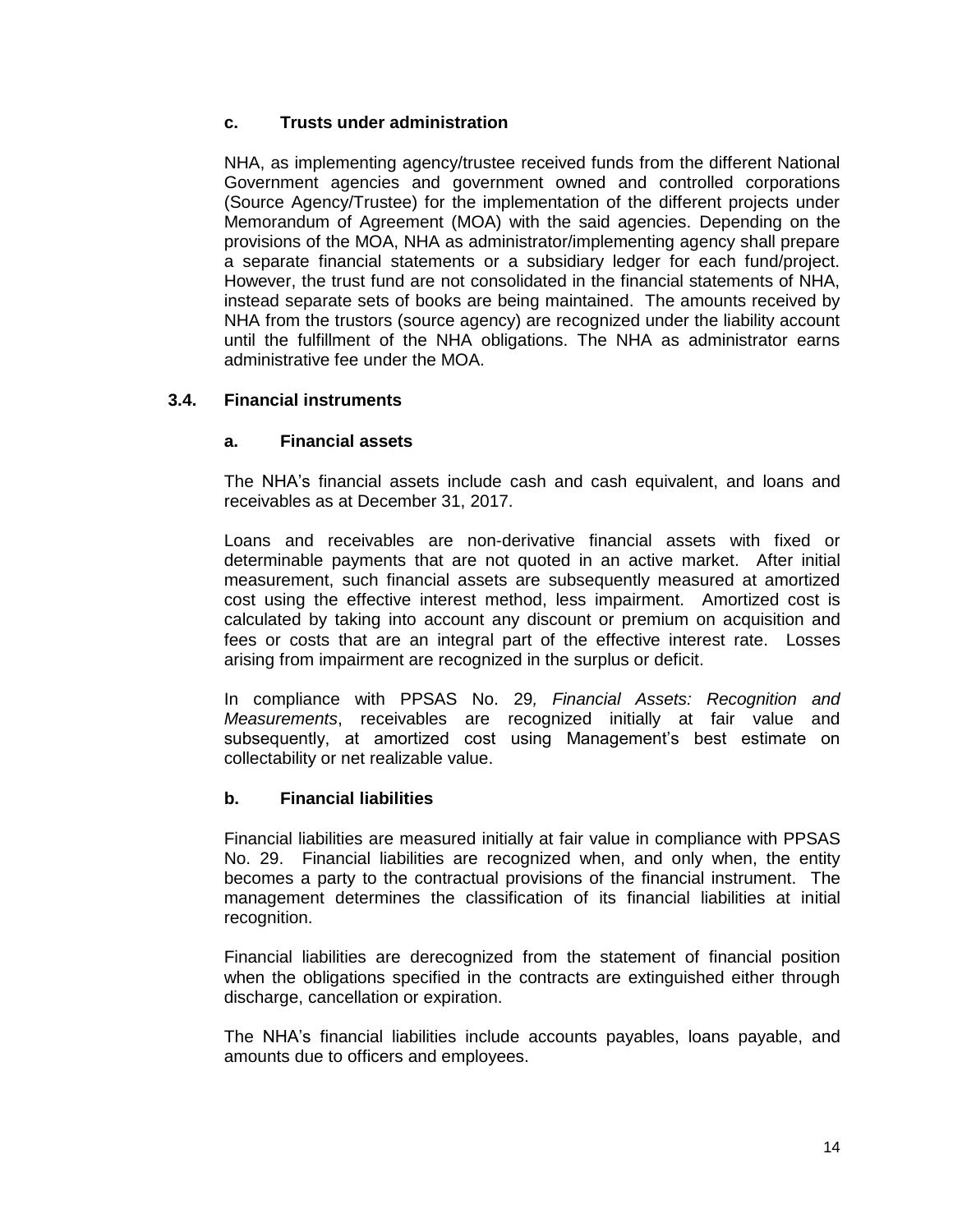### c. Trusts under administration

NHA, as implementing agency/trustee received funds from the different National Government agencies and government owned and controlled corporations (Source Agency/Trustee) for the implementation of the different projects under Memorandum of Agreement (MOA) with the said agencies. Depending on the provisions of the MOA, NHA as administrator/implementing agency shall prepare a separate financial statements or a subsidiary ledger for each fund/project. However, the trust fund are not consolidated in the financial statements of NHA, instead separate sets of books are being maintained. The amounts received by NHA from the trustors (source agency) are recognized under the liability account until the fulfillment of the NHA obligations. The NHA as administrator earns administrative fee under the MOA.

## 3.4. Financial instruments

### a. Financial assets

The NHA's financial assets include cash and cash equivalent, and loans and receivables as at December 31, 2017.

Loans and receivables are non-derivative financial assets with fixed or determinable payments that are not quoted in an active market. After initial measurement, such financial assets are subsequently measured at amortized cost using the effective interest method, less impairment. Amortized cost is calculated by taking into account any discount or premium on acquisition and fees or costs that are an integral part of the effective interest rate. Losses arising from impairment are recognized in the surplus or deficit.

In compliance with PPSAS No. 29*, Financial Assets: Recognition and Measurements*, receivables are recognized initially at fair value and subsequently, at amortized cost using Management's best estimate on collectability or net realizable value.

### b. Financial liabilities

Financial liabilities are measured initially at fair value in compliance with PPSAS No. 29. Financial liabilities are recognized when, and only when, the entity becomes a party to the contractual provisions of the financial instrument. The management determines the classification of its financial liabilities at initial recognition.

Financial liabilities are derecognized from the statement of financial position when the obligations specified in the contracts are extinguished either through discharge, cancellation or expiration.

The NHA's financial liabilities include accounts payables, loans payable, and amounts due to officers and employees.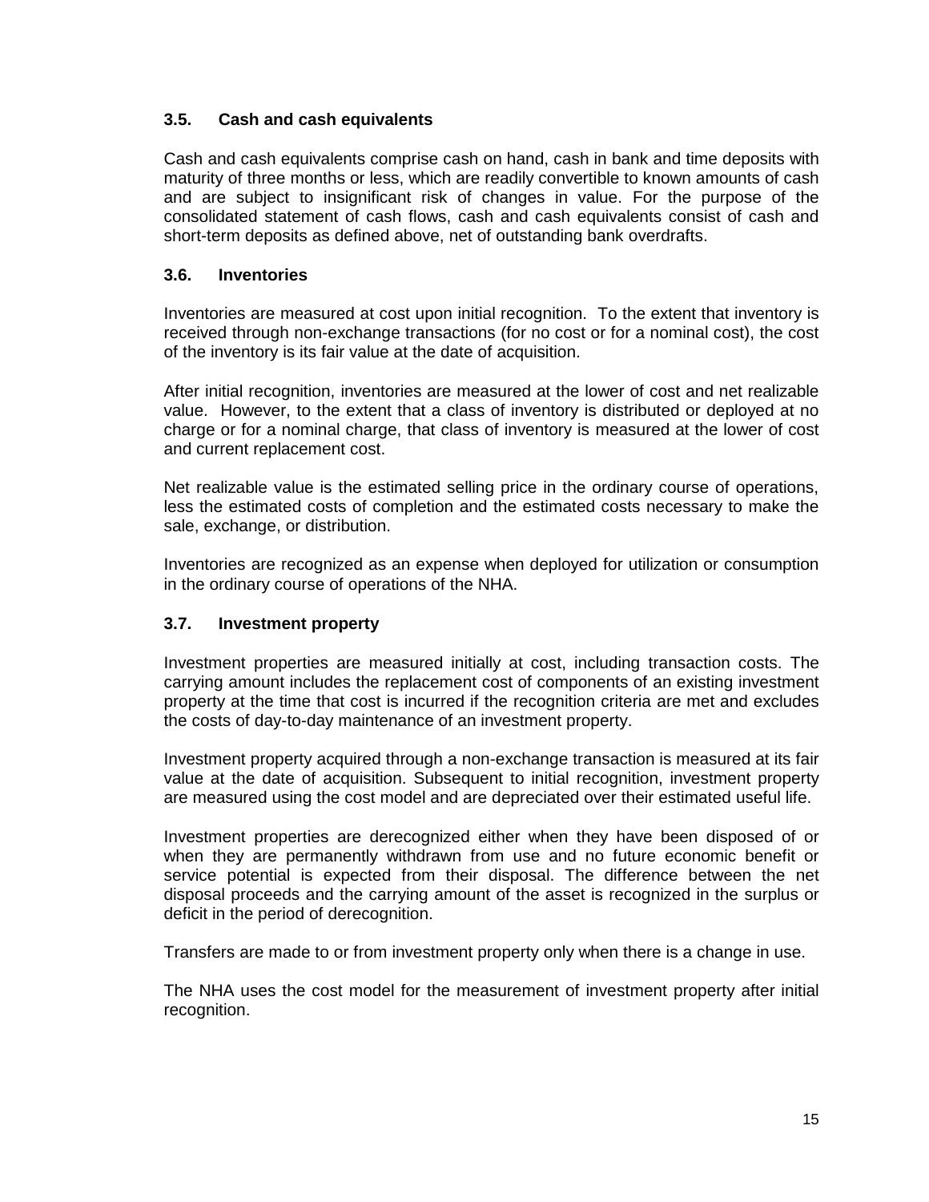### 3.5. Cash and cash equivalents

Cash and cash equivalents comprise cash on hand, cash in bank and time deposits with maturity of three months or less, which are readily convertible to known amounts of cash and are subject to insignificant risk of changes in value. For the purpose of the consolidated statement of cash flows, cash and cash equivalents consist of cash and short-term deposits as defined above, net of outstanding bank overdrafts.

### 3.6. Inventories

Inventories are measured at cost upon initial recognition. To the extent that inventory is received through non-exchange transactions (for no cost or for a nominal cost), the cost of the inventory is its fair value at the date of acquisition.

After initial recognition, inventories are measured at the lower of cost and net realizable value. However, to the extent that a class of inventory is distributed or deployed at no charge or for a nominal charge, that class of inventory is measured at the lower of cost and current replacement cost.

Net realizable value is the estimated selling price in the ordinary course of operations, less the estimated costs of completion and the estimated costs necessary to make the sale, exchange, or distribution.

Inventories are recognized as an expense when deployed for utilization or consumption in the ordinary course of operations of the NHA.

### 3.7. Investment property

Investment properties are measured initially at cost, including transaction costs. The carrying amount includes the replacement cost of components of an existing investment property at the time that cost is incurred if the recognition criteria are met and excludes the costs of day-to-day maintenance of an investment property.

Investment property acquired through a non-exchange transaction is measured at its fair value at the date of acquisition. Subsequent to initial recognition, investment property are measured using the cost model and are depreciated over their estimated useful life.

Investment properties are derecognized either when they have been disposed of or when they are permanently withdrawn from use and no future economic benefit or service potential is expected from their disposal. The difference between the net disposal proceeds and the carrying amount of the asset is recognized in the surplus or deficit in the period of derecognition.

Transfers are made to or from investment property only when there is a change in use.

The NHA uses the cost model for the measurement of investment property after initial recognition.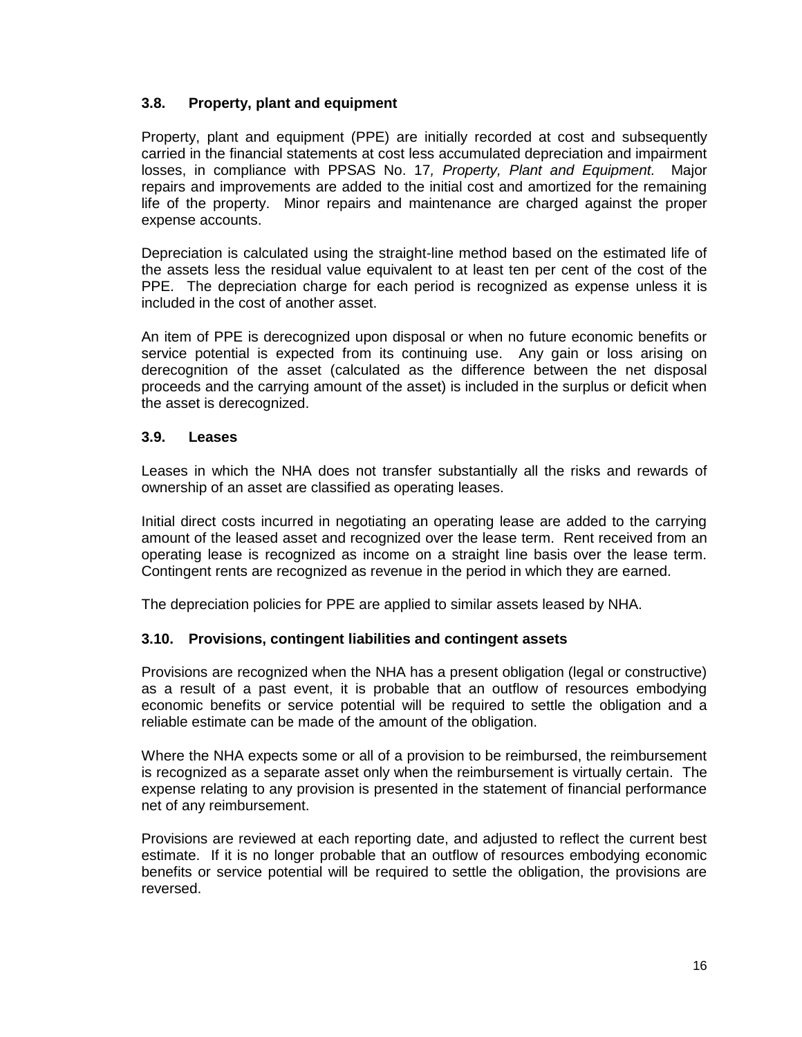### 3.8. Property, plant and equipment

Property, plant and equipment (PPE) are initially recorded at cost and subsequently carried in the financial statements at cost less accumulated depreciation and impairment losses, in compliance with PPSAS No. 17*, Property, Plant and Equipment.* Major repairs and improvements are added to the initial cost and amortized for the remaining life of the property. Minor repairs and maintenance are charged against the proper expense accounts.

Depreciation is calculated using the straight-line method based on the estimated life of the assets less the residual value equivalent to at least ten per cent of the cost of the PPE. The depreciation charge for each period is recognized as expense unless it is included in the cost of another asset.

An item of PPE is derecognized upon disposal or when no future economic benefits or service potential is expected from its continuing use. Any gain or loss arising on derecognition of the asset (calculated as the difference between the net disposal proceeds and the carrying amount of the asset) is included in the surplus or deficit when the asset is derecognized.

### 3.9. Leases

Leases in which the NHA does not transfer substantially all the risks and rewards of ownership of an asset are classified as operating leases.

Initial direct costs incurred in negotiating an operating lease are added to the carrying amount of the leased asset and recognized over the lease term. Rent received from an operating lease is recognized as income on a straight line basis over the lease term. Contingent rents are recognized as revenue in the period in which they are earned.

The depreciation policies for PPE are applied to similar assets leased by NHA.

### 3.10. Provisions, contingent liabilities and contingent assets

Provisions are recognized when the NHA has a present obligation (legal or constructive) as a result of a past event, it is probable that an outflow of resources embodying economic benefits or service potential will be required to settle the obligation and a reliable estimate can be made of the amount of the obligation.

Where the NHA expects some or all of a provision to be reimbursed, the reimbursement is recognized as a separate asset only when the reimbursement is virtually certain. The expense relating to any provision is presented in the statement of financial performance net of any reimbursement.

Provisions are reviewed at each reporting date, and adjusted to reflect the current best estimate. If it is no longer probable that an outflow of resources embodying economic benefits or service potential will be required to settle the obligation, the provisions are reversed.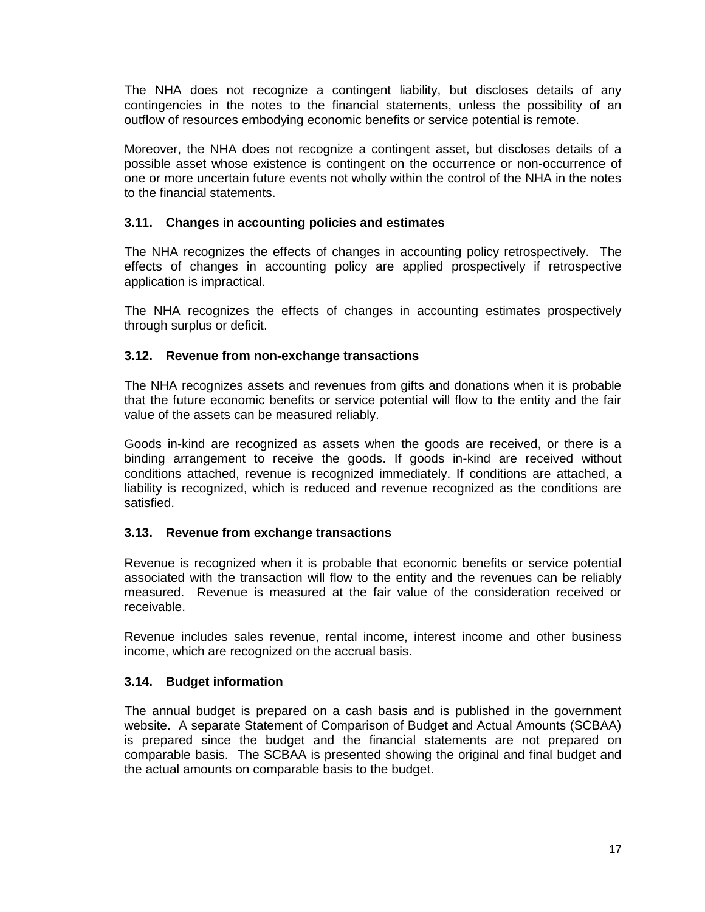The NHA does not recognize a contingent liability, but discloses details of any contingencies in the notes to the financial statements, unless the possibility of an outflow of resources embodying economic benefits or service potential is remote.

Moreover, the NHA does not recognize a contingent asset, but discloses details of a possible asset whose existence is contingent on the occurrence or non-occurrence of one or more uncertain future events not wholly within the control of the NHA in the notes to the financial statements.

### 3.11. Changes in accounting policies and estimates

The NHA recognizes the effects of changes in accounting policy retrospectively. The effects of changes in accounting policy are applied prospectively if retrospective application is impractical.

The NHA recognizes the effects of changes in accounting estimates prospectively through surplus or deficit.

### 3.12. Revenue from non-exchange transactions

The NHA recognizes assets and revenues from gifts and donations when it is probable that the future economic benefits or service potential will flow to the entity and the fair value of the assets can be measured reliably.

Goods in-kind are recognized as assets when the goods are received, or there is a binding arrangement to receive the goods. If goods in-kind are received without conditions attached, revenue is recognized immediately. If conditions are attached, a liability is recognized, which is reduced and revenue recognized as the conditions are satisfied.

### 3.13. Revenue from exchange transactions

Revenue is recognized when it is probable that economic benefits or service potential associated with the transaction will flow to the entity and the revenues can be reliably measured. Revenue is measured at the fair value of the consideration received or receivable.

Revenue includes sales revenue, rental income, interest income and other business income, which are recognized on the accrual basis.

### 3.14. Budget information

The annual budget is prepared on a cash basis and is published in the government website. A separate Statement of Comparison of Budget and Actual Amounts (SCBAA) is prepared since the budget and the financial statements are not prepared on comparable basis. The SCBAA is presented showing the original and final budget and the actual amounts on comparable basis to the budget.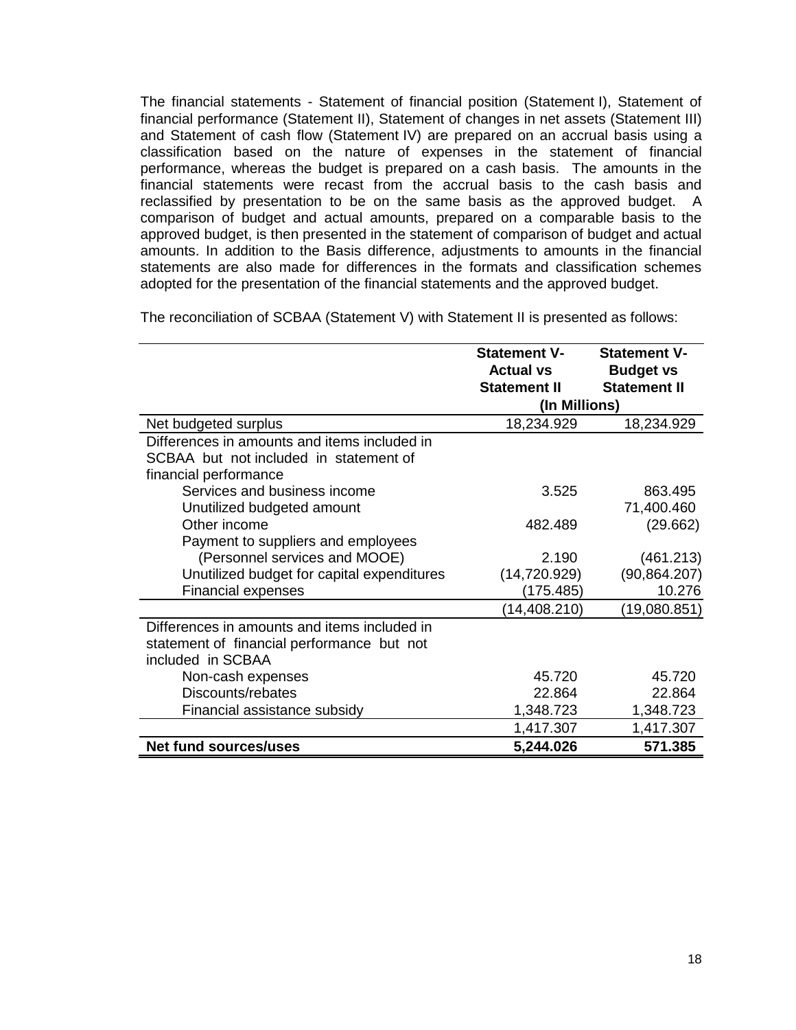The financial statements - Statement of financial position (Statement I), Statement of financial performance (Statement II), Statement of changes in net assets (Statement III) and Statement of cash flow (Statement IV) are prepared on an accrual basis using a classification based on the nature of expenses in the statement of financial performance, whereas the budget is prepared on a cash basis. The amounts in the financial statements were recast from the accrual basis to the cash basis and reclassified by presentation to be on the same basis as the approved budget. A comparison of budget and actual amounts, prepared on a comparable basis to the approved budget, is then presented in the statement of comparison of budget and actual amounts. In addition to the Basis difference, adjustments to amounts in the financial statements are also made for differences in the formats and classification schemes adopted for the presentation of the financial statements and the approved budget.

The reconciliation of SCBAA (Statement V) with Statement II is presented as follows:

| | Statement V-Actual vs Statement II | Statement V-Budget vs Statement II |
|---|---|---|
| | (In Millions) | |
| Net budgeted surplus | 18,234.929 | 18,234.929 |
| Differences in amounts and items included in SCBAA but not included in statement of financial performance | | |
| Services and business income | 3.525 | 863.495 |
| Unutilized budgeted amount | | 71,400.460 |
| Other income | 482.489 | (29.662) |
| Payment to suppliers and employees (Personnel services and MOOE) | 2.190 | (461.213) |
| Unutilized budget for capital expenditures | (14,720.929) | (90,864.207) |
| Financial expenses | (175.485) | 10.276 |
| | (14,408.210) | (19,080.851) |
| Differences in amounts and items included in statement of financial performance but not included in SCBAA | | |
| Non-cash expenses | 45.720 | 45.720 |
| Discounts/rebates | 22.864 | 22.864 |
| Financial assistance subsidy | 1,348.723 | 1,348.723 |
| | 1,417.307 | 1,417.307 |
| **Net fund sources/uses** | **5,244.026** | **571.385** |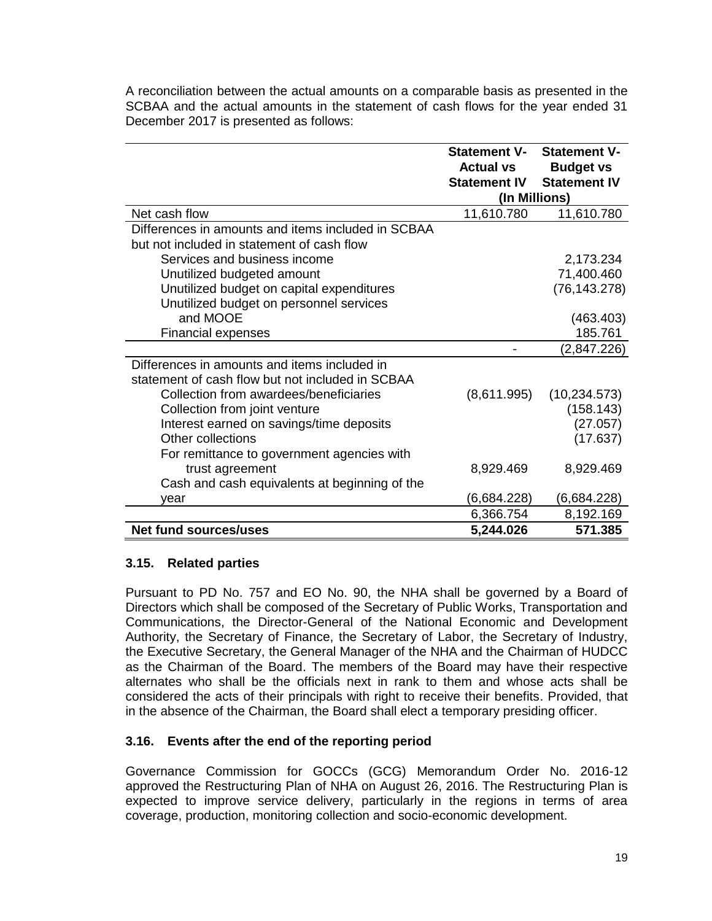A reconciliation between the actual amounts on a comparable basis as presented in the SCBAA and the actual amounts in the statement of cash flows for the year ended 31 December 2017 is presented as follows:

| | Statement V-Actual vs Statement IV | Statement V-Budget vs Statement IV |
|---|---|---|
| | (In Millions) | |
| Net cash flow | 11,610.780 | 11,610.780 |
| Differences in amounts and items included in SCBAA but not included in statement of cash flow | | |
| Services and business income | | 2,173.234 |
| Unutilized budgeted amount | | 71,400.460 |
| Unutilized budget on capital expenditures | | (76,143.278) |
| Unutilized budget on personnel services and MOOE | | (463.403) |
| Financial expenses | | 185.761 |
| | - | (2,847.226) |
| Differences in amounts and items included in statement of cash flow but not included in SCBAA | | |
| Collection from awardees/beneficiaries | (8,611.995) | (10,234.573) |
| Collection from joint venture | | (158.143) |
| Interest earned on savings/time deposits | | (27.057) |
| Other collections | | (17.637) |
| For remittance to government agencies with trust agreement | 8,929.469 | 8,929.469 |
| Cash and cash equivalents at beginning of the year | (6,684.228) | (6,684.228) |
| | 6,366.754 | 8,192.169 |
| **Net fund sources/uses** | **5,244.026** | **571.385** |

### 3.15. Related parties

Pursuant to PD No. 757 and EO No. 90, the NHA shall be governed by a Board of Directors which shall be composed of the Secretary of Public Works, Transportation and Communications, the Director-General of the National Economic and Development Authority, the Secretary of Finance, the Secretary of Labor, the Secretary of Industry, the Executive Secretary, the General Manager of the NHA and the Chairman of HUDCC as the Chairman of the Board. The members of the Board may have their respective alternates who shall be the officials next in rank to them and whose acts shall be considered the acts of their principals with right to receive their benefits. Provided, that in the absence of the Chairman, the Board shall elect a temporary presiding officer.

### 3.16. Events after the end of the reporting period

Governance Commission for GOCCs (GCG) Memorandum Order No. 2016-12 approved the Restructuring Plan of NHA on August 26, 2016. The Restructuring Plan is expected to improve service delivery, particularly in the regions in terms of area coverage, production, monitoring collection and socio-economic development.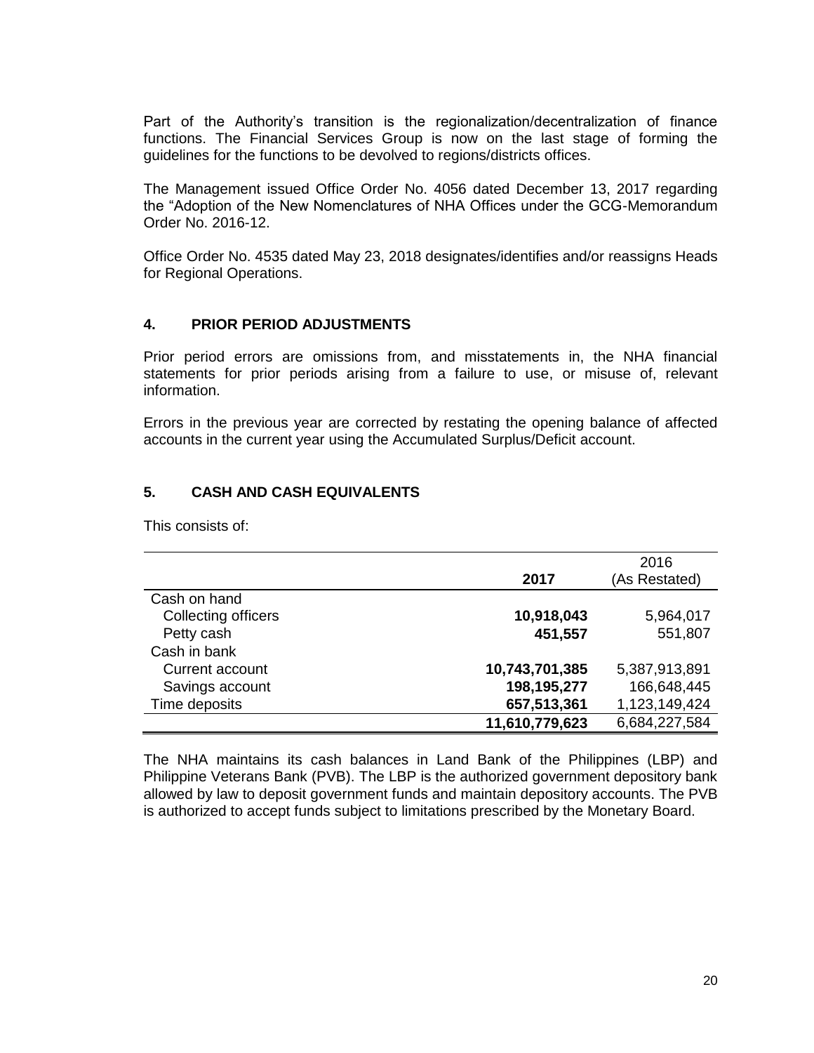Part of the Authority's transition is the regionalization/decentralization of finance functions. The Financial Services Group is now on the last stage of forming the guidelines for the functions to be devolved to regions/districts offices.

The Management issued Office Order No. 4056 dated December 13, 2017 regarding the "Adoption of the New Nomenclatures of NHA Offices under the GCG-Memorandum Order No. 2016-12.

Office Order No. 4535 dated May 23, 2018 designates/identifies and/or reassigns Heads for Regional Operations.

## 4. PRIOR PERIOD ADJUSTMENTS

Prior period errors are omissions from, and misstatements in, the NHA financial statements for prior periods arising from a failure to use, or misuse of, relevant information.

Errors in the previous year are corrected by restating the opening balance of affected accounts in the current year using the Accumulated Surplus/Deficit account.

## 5. CASH AND CASH EQUIVALENTS

This consists of:

| | 2017 | 2016 (As Restated) |
|---|---|---|
| Cash on hand | | |
| Collecting officers | **10,918,043** | 5,964,017 |
| Petty cash | **451,557** | 551,807 |
| Cash in bank | | |
| Current account | **10,743,701,385** | 5,387,913,891 |
| Savings account | **198,195,277** | 166,648,445 |
| Time deposits | **657,513,361** | 1,123,149,424 |
| | **11,610,779,623** | 6,684,227,584 |

The NHA maintains its cash balances in Land Bank of the Philippines (LBP) and Philippine Veterans Bank (PVB). The LBP is the authorized government depository bank allowed by law to deposit government funds and maintain depository accounts. The PVB is authorized to accept funds subject to limitations prescribed by the Monetary Board.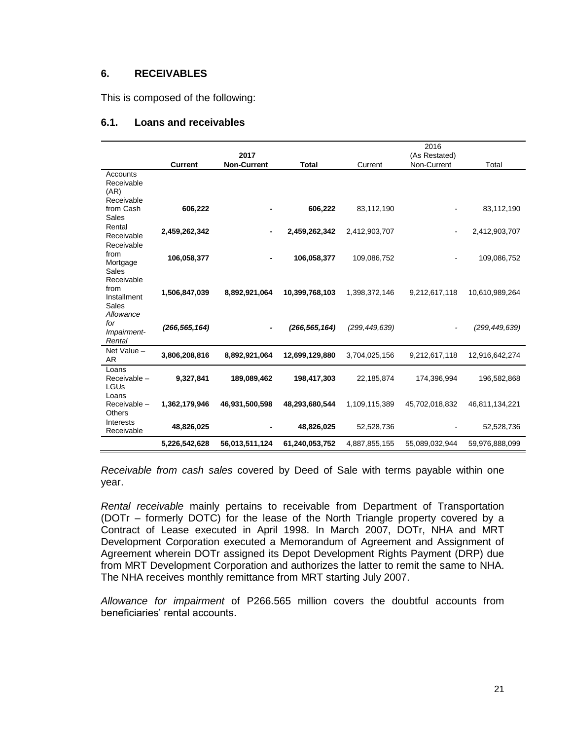## 6. RECEIVABLES

This is composed of the following:

### 6.1. Loans and receivables

| | 2017 | | | 2016 (As Restated) | | |
|---|---|---|---|---|---|---|
| | **Current** | **Non-Current** | **Total** | Current | Non-Current | Total |
| Accounts Receivable (AR) | | | | | | |
| Receivable from Cash Sales | **606,222** | **-** | **606,222** | 83,112,190 | - | 83,112,190 |
| Rental Receivable | **2,459,262,342** | **-** | **2,459,262,342** | 2,412,903,707 | - | 2,412,903,707 |
| Receivable from Mortgage Sales | **106,058,377** | **-** | **106,058,377** | 109,086,752 | - | 109,086,752 |
| Receivable from Installment Sales | **1,506,847,039** | **8,892,921,064** | **10,399,768,103** | 1,398,372,146 | 9,212,617,118 | 10,610,989,264 |
| *Allowance for Impairment-Rental* | ***(266,565,164)*** | **-** | ***(266,565,164)*** | *(299,449,639)* | - | *(299,449,639)* |
| Net Value – AR | **3,806,208,816** | **8,892,921,064** | **12,699,129,880** | 3,704,025,156 | 9,212,617,118 | 12,916,642,274 |
| Loans Receivable – LGUs | **9,327,841** | **189,089,462** | **198,417,303** | 22,185,874 | 174,396,994 | 196,582,868 |
| Loans Receivable – Others | **1,362,179,946** | **46,931,500,598** | **48,293,680,544** | 1,109,115,389 | 45,702,018,832 | 46,811,134,221 |
| Interests Receivable | **48,826,025** | **-** | **48,826,025** | 52,528,736 | - | 52,528,736 |
| | **5,226,542,628** | **56,013,511,124** | **61,240,053,752** | 4,887,855,155 | 55,089,032,944 | 59,976,888,099 |

*Receivable from cash sales* covered by Deed of Sale with terms payable within one year.

*Rental receivable* mainly pertains to receivable from Department of Transportation (DOTr – formerly DOTC) for the lease of the North Triangle property covered by a Contract of Lease executed in April 1998. In March 2007, DOTr, NHA and MRT Development Corporation executed a Memorandum of Agreement and Assignment of Agreement wherein DOTr assigned its Depot Development Rights Payment (DRP) due from MRT Development Corporation and authorizes the latter to remit the same to NHA. The NHA receives monthly remittance from MRT starting July 2007.

*Allowance for impairment* of P266.565 million covers the doubtful accounts from beneficiaries' rental accounts.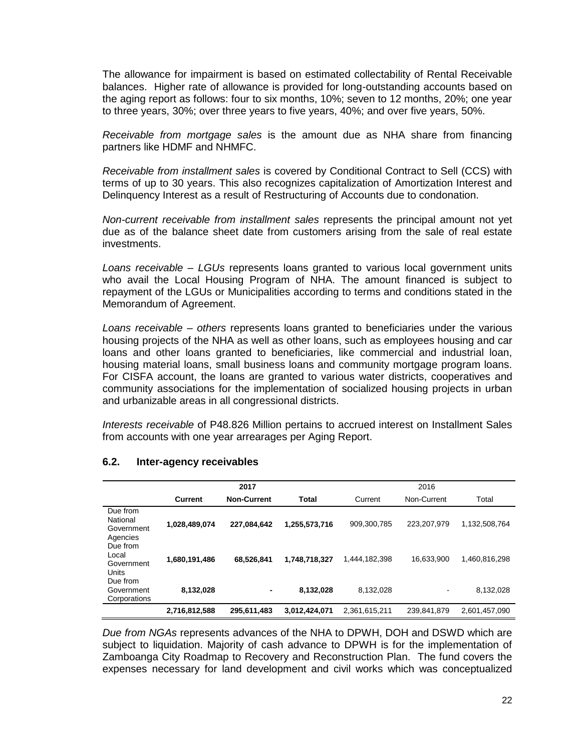The allowance for impairment is based on estimated collectability of Rental Receivable balances. Higher rate of allowance is provided for long-outstanding accounts based on the aging report as follows: four to six months, 10%; seven to 12 months, 20%; one year to three years, 30%; over three years to five years, 40%; and over five years, 50%.

*Receivable from mortgage sales* is the amount due as NHA share from financing partners like HDMF and NHMFC.

*Receivable from installment sales* is covered by Conditional Contract to Sell (CCS) with terms of up to 30 years. This also recognizes capitalization of Amortization Interest and Delinquency Interest as a result of Restructuring of Accounts due to condonation.

*Non-current receivable from installment sales* represents the principal amount not yet due as of the balance sheet date from customers arising from the sale of real estate investments.

*Loans receivable – LGUs* represents loans granted to various local government units who avail the Local Housing Program of NHA. The amount financed is subject to repayment of the LGUs or Municipalities according to terms and conditions stated in the Memorandum of Agreement.

*Loans receivable – others* represents loans granted to beneficiaries under the various housing projects of the NHA as well as other loans, such as employees housing and car loans and other loans granted to beneficiaries, like commercial and industrial loan, housing material loans, small business loans and community mortgage program loans. For CISFA account, the loans are granted to various water districts, cooperatives and community associations for the implementation of socialized housing projects in urban and urbanizable areas in all congressional districts.

*Interests receivable* of P48.826 Million pertains to accrued interest on Installment Sales from accounts with one year arrearages per Aging Report.

## 6.2. Inter-agency receivables

| | **2017** | | | 2016 | | |
|---|---|---|---|---|---|---|
| | **Current** | **Non-Current** | **Total** | Current | Non-Current | Total |
| Due from National Government Agencies | **1,028,489,074** | **227,084,642** | **1,255,573,716** | 909,300,785 | 223,207,979 | 1,132,508,764 |
| Due from Local Government Units | **1,680,191,486** | **68,526,841** | **1,748,718,327** | 1,444,182,398 | 16,633,900 | 1,460,816,298 |
| Due from Government Corporations | **8,132,028** | **-** | **8,132,028** | 8,132,028 | - | 8,132,028 |
| | **2,716,812,588** | **295,611,483** | **3,012,424,071** | 2,361,615,211 | 239,841,879 | 2,601,457,090 |

*Due from NGAs* represents advances of the NHA to DPWH, DOH and DSWD which are subject to liquidation. Majority of cash advance to DPWH is for the implementation of Zamboanga City Roadmap to Recovery and Reconstruction Plan. The fund covers the expenses necessary for land development and civil works which was conceptualized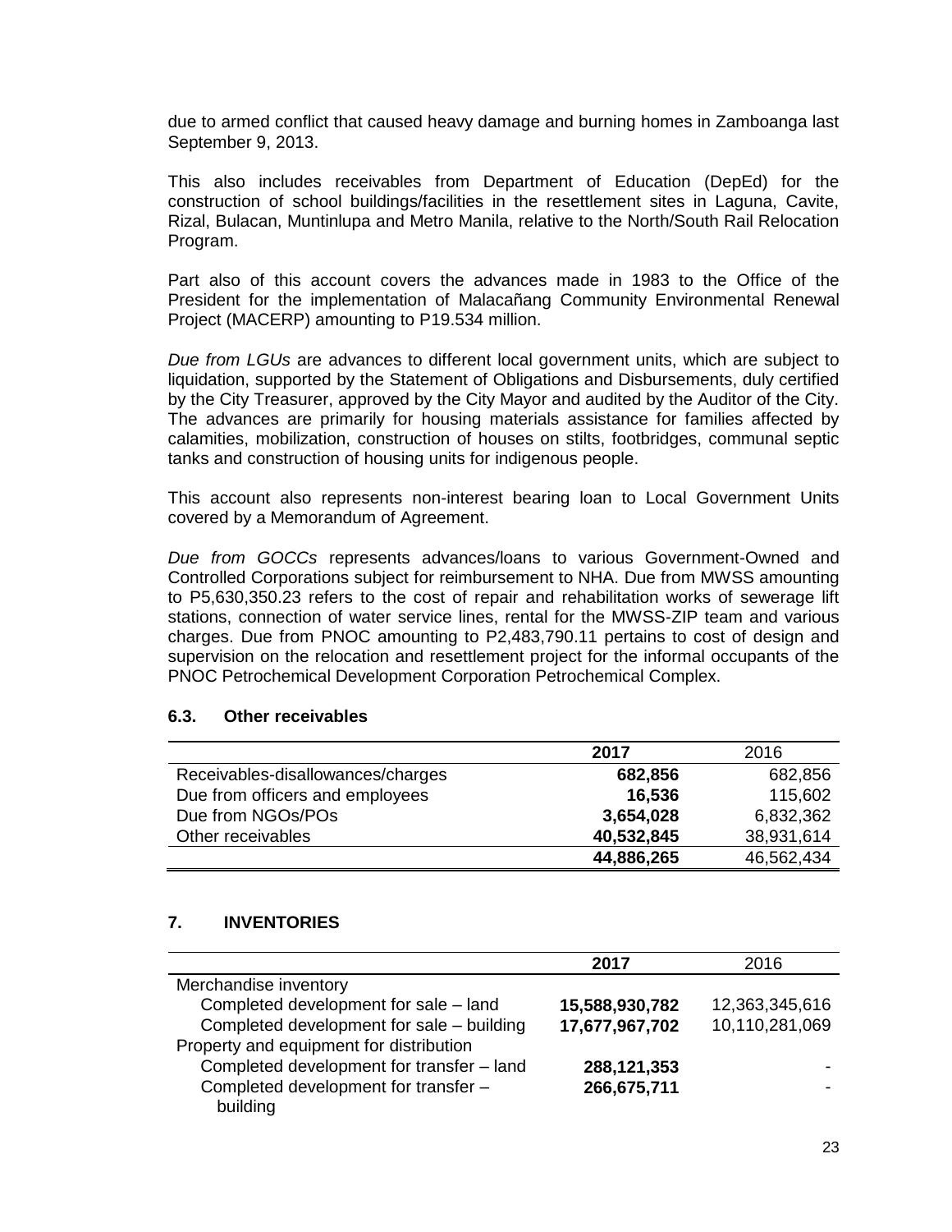due to armed conflict that caused heavy damage and burning homes in Zamboanga last September 9, 2013.

This also includes receivables from Department of Education (DepEd) for the construction of school buildings/facilities in the resettlement sites in Laguna, Cavite, Rizal, Bulacan, Muntinlupa and Metro Manila, relative to the North/South Rail Relocation Program.

Part also of this account covers the advances made in 1983 to the Office of the President for the implementation of Malacañang Community Environmental Renewal Project (MACERP) amounting to P19.534 million.

*Due from LGUs* are advances to different local government units, which are subject to liquidation, supported by the Statement of Obligations and Disbursements, duly certified by the City Treasurer, approved by the City Mayor and audited by the Auditor of the City. The advances are primarily for housing materials assistance for families affected by calamities, mobilization, construction of houses on stilts, footbridges, communal septic tanks and construction of housing units for indigenous people.

This account also represents non-interest bearing loan to Local Government Units covered by a Memorandum of Agreement.

*Due from GOCCs* represents advances/loans to various Government-Owned and Controlled Corporations subject for reimbursement to NHA. Due from MWSS amounting to P5,630,350.23 refers to the cost of repair and rehabilitation works of sewerage lift stations, connection of water service lines, rental for the MWSS-ZIP team and various charges. Due from PNOC amounting to P2,483,790.11 pertains to cost of design and supervision on the relocation and resettlement project for the informal occupants of the PNOC Petrochemical Development Corporation Petrochemical Complex.

### 6.3. Other receivables

| | **2017** | 2016 |
|---|---|---|
| Receivables-disallowances/charges | **682,856** | 682,856 |
| Due from officers and employees | **16,536** | 115,602 |
| Due from NGOs/POs | **3,654,028** | 6,832,362 |
| Other receivables | **40,532,845** | 38,931,614 |
| | **44,886,265** | 46,562,434 |

## 7. INVENTORIES

| | **2017** | 2016 |
|---|---|---|
| Merchandise inventory | | |
| Completed development for sale – land | **15,588,930,782** | 12,363,345,616 |
| Completed development for sale – building | **17,677,967,702** | 10,110,281,069 |
| Property and equipment for distribution | | |
| Completed development for transfer – land | **288,121,353** | - |
| Completed development for transfer – building | **266,675,711** | - |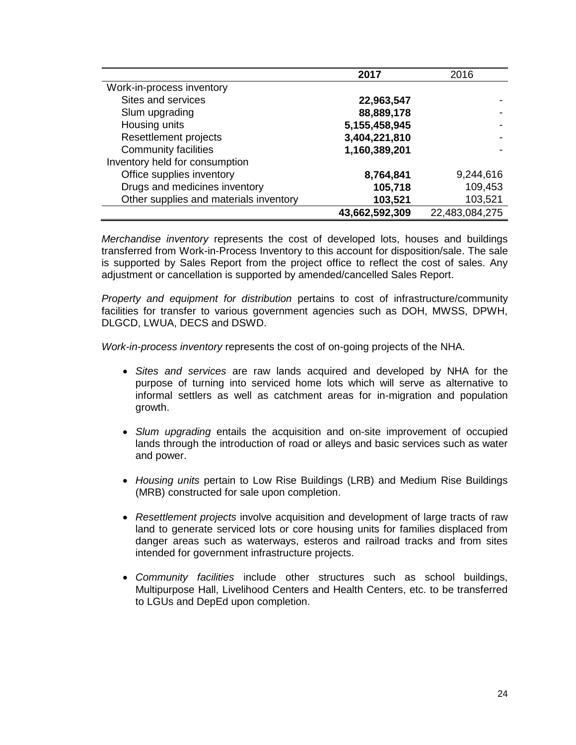| | 2017 | 2016 |
|---|---|---|
| Work-in-process inventory | | |
| Sites and services | **22,963,547** | - |
| Slum upgrading | **88,889,178** | - |
| Housing units | **5,155,458,945** | - |
| Resettlement projects | **3,404,221,810** | - |
| Community facilities | **1,160,389,201** | - |
| Inventory held for consumption | | |
| Office supplies inventory | **8,764,841** | 9,244,616 |
| Drugs and medicines inventory | **105,718** | 109,453 |
| Other supplies and materials inventory | **103,521** | 103,521 |
| | **43,662,592,309** | 22,483,084,275 |

*Merchandise inventory* represents the cost of developed lots, houses and buildings transferred from Work-in-Process Inventory to this account for disposition/sale. The sale is supported by Sales Report from the project office to reflect the cost of sales. Any adjustment or cancellation is supported by amended/cancelled Sales Report.

*Property and equipment for distribution* pertains to cost of infrastructure/community facilities for transfer to various government agencies such as DOH, MWSS, DPWH, DLGCD, LWUA, DECS and DSWD.

*Work-in-process inventory* represents the cost of on-going projects of the NHA.

- *Sites and services* are raw lands acquired and developed by NHA for the purpose of turning into serviced home lots which will serve as alternative to informal settlers as well as catchment areas for in-migration and population growth.

- *Slum upgrading* entails the acquisition and on-site improvement of occupied lands through the introduction of road or alleys and basic services such as water and power.

- *Housing units* pertain to Low Rise Buildings (LRB) and Medium Rise Buildings (MRB) constructed for sale upon completion.

- *Resettlement projects* involve acquisition and development of large tracts of raw land to generate serviced lots or core housing units for families displaced from danger areas such as waterways, esteros and railroad tracks and from sites intended for government infrastructure projects.

- *Community facilities* include other structures such as school buildings, Multipurpose Hall, Livelihood Centers and Health Centers, etc. to be transferred to LGUs and DepEd upon completion.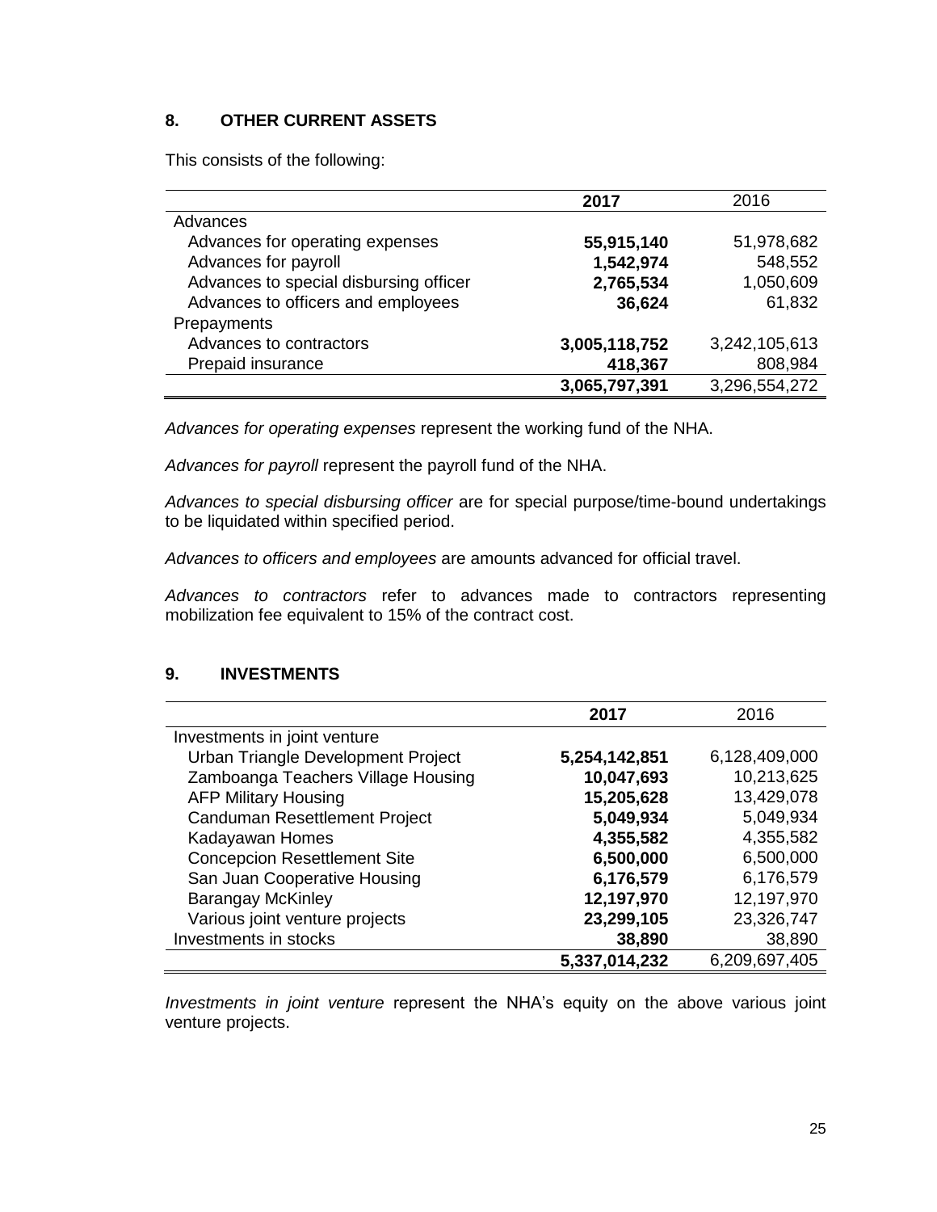## 8. OTHER CURRENT ASSETS

This consists of the following:

| | **2017** | 2016 |
|---|---|---|
| Advances | | |
| Advances for operating expenses | **55,915,140** | 51,978,682 |
| Advances for payroll | **1,542,974** | 548,552 |
| Advances to special disbursing officer | **2,765,534** | 1,050,609 |
| Advances to officers and employees | **36,624** | 61,832 |
| Prepayments | | |
| Advances to contractors | **3,005,118,752** | 3,242,105,613 |
| Prepaid insurance | **418,367** | 808,984 |
| | **3,065,797,391** | 3,296,554,272 |

*Advances for operating expenses* represent the working fund of the NHA.

*Advances for payroll* represent the payroll fund of the NHA.

*Advances to special disbursing officer* are for special purpose/time-bound undertakings to be liquidated within specified period.

*Advances to officers and employees* are amounts advanced for official travel.

*Advances to contractors* refer to advances made to contractors representing mobilization fee equivalent to 15% of the contract cost.

## 9. INVESTMENTS

| | **2017** | 2016 |
|---|---|---|
| Investments in joint venture | | |
| Urban Triangle Development Project | **5,254,142,851** | 6,128,409,000 |
| Zamboanga Teachers Village Housing | **10,047,693** | 10,213,625 |
| AFP Military Housing | **15,205,628** | 13,429,078 |
| Canduman Resettlement Project | **5,049,934** | 5,049,934 |
| Kadayawan Homes | **4,355,582** | 4,355,582 |
| Concepcion Resettlement Site | **6,500,000** | 6,500,000 |
| San Juan Cooperative Housing | **6,176,579** | 6,176,579 |
| Barangay McKinley | **12,197,970** | 12,197,970 |
| Various joint venture projects | **23,299,105** | 23,326,747 |
| Investments in stocks | **38,890** | 38,890 |
| | **5,337,014,232** | 6,209,697,405 |

*Investments in joint venture* represent the NHA's equity on the above various joint venture projects.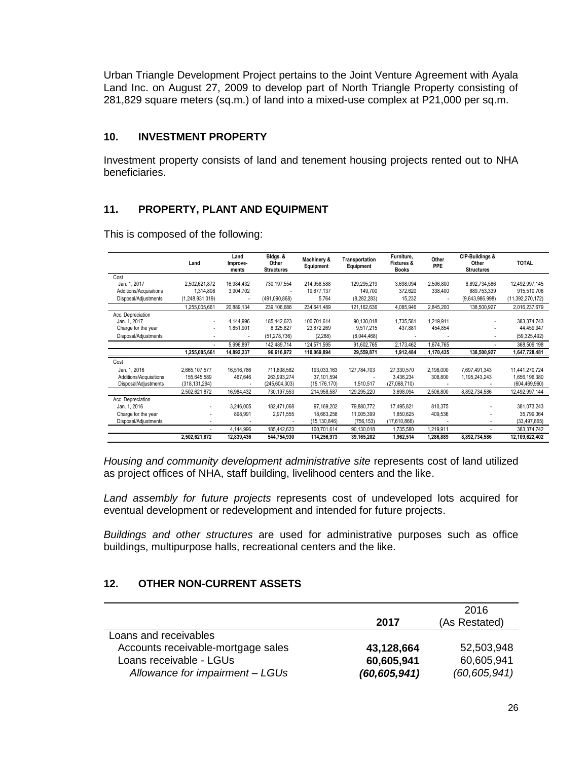Urban Triangle Development Project pertains to the Joint Venture Agreement with Ayala Land Inc. on August 27, 2009 to develop part of North Triangle Property consisting of 281,829 square meters (sq.m.) of land into a mixed-use complex at P21,000 per sq.m.

## 10. INVESTMENT PROPERTY

Investment property consists of land and tenement housing projects rented out to NHA beneficiaries.

## 11. PROPERTY, PLANT AND EQUIPMENT

This is composed of the following:

| | Land | Land Improve-ments | Bldgs. & Other Structures | Machinery & Equipment | Transportation Equipment | Furniture, Fixtures & Books | Other PPE | CIP-Buildings & Other Structures | TOTAL |
|---|---|---|---|---|---|---|---|---|---|
| Cost | | | | | | | | | |
| Jan. 1, 2017 | 2,502,621,872 | 16,984,432 | 730,197,554 | 214,958,588 | 129,295,219 | 3,698,094 | 2,506,800 | 8,892,734,586 | 12,492,997,145 |
| Additions/Acquisitions | 1,314,808 | 3,904,702 | - | 19,677,137 | 149,700 | 372,620 | 338,400 | 889,753,339 | 915,510,706 |
| Disposal/Adjustments | (1,248,931,019) | - | (491,090,868) | 5,764 | (8,282,283) | 15,232 | - | (9,643,986,998) | (11,392,270,172) |
| | 1,255,005,661 | 20,889,134 | 239,106,686 | 234,641,489 | 121,162,636 | 4,085,946 | 2,845,200 | 138,500,927 | 2,016,237,679 |
| Acc. Depreciation | | | | | | | | | |
| Jan. 1, 2017 | - | 4,144,996 | 185,442,623 | 100,701,614 | 90,130,018 | 1,735,581 | 1,219,911 | - | 383,374,743 |
| Charge for the year | - | 1,851,901 | 8,325,827 | 23,872,269 | 9,517,215 | 437,881 | 454,854 | - | 44,459,947 |
| Disposal/Adjustments | - | - | (51,278,736) | (2,288) | (8,044,468) | - | - | - | (59,325,492) |
| | - | 5,996,897 | 142,489,714 | 124,571,595 | 91,602,765 | 2,173,462 | 1,674,765 | - | 368,509,198 |
| | **1,255,005,661** | **14,892,237** | **96,616,972** | **110,069,894** | **29,559,871** | **1,912,484** | **1,170,435** | **138,500,927** | **1,647,728,481** |
| Cost | | | | | | | | | |
| Jan. 1, 2016 | 2,665,107,577 | 16,516,786 | 711,808,582 | 193,033,163 | 127,784,703 | 27,330,570 | 2,198,000 | 7,697,491,343 | 11,441,270,724 |
| Additions/Acquisitions | 155,645,589 | 467,646 | 263,993,274 | 37,101,594 | - | 3,436,234 | 308,800 | 1,195,243,243 | 1,656,196,380 |
| Disposal/Adjustments | (318,131,294) | - | (245,604,303) | (15,176,170) | 1,510,517 | (27,068,710) | - | - | (604,469,960) |
| | 2,502,621,872 | 16,984,432 | 730,197,553 | 214,958,587 | 129,295,220 | 3,698,094 | 2,506,800 | 8,892,734,586 | 12,492,997,144 |
| Acc. Depreciation | | | | | | | | | |
| Jan. 1, 2016 | - | 3,246,005 | 182,471,068 | 97,169,202 | 79,880,772 | 17,495,821 | 810,375 | - | 381,073,243 |
| Charge for the year | - | 898,991 | 2,971,555 | 18,663,258 | 11,005,399 | 1,850,625 | 409,536 | - | 35,799,364 |
| Disposal/Adjustments | - | - | - | (15,130,846) | (756,153) | (17,610,866) | - | - | (33,497,865) |
| | - | 4,144,996 | 185,442,623 | 100,701,614 | 90,130,018 | 1,735,580 | 1,219,911 | - | 383,374,742 |
| | **2,502,621,872** | **12,839,436** | **544,754,930** | **114,256,973** | **39,165,202** | **1,962,514** | **1,286,889** | **8,892,734,586** | **12,109,622,402** |

*Housing and community development administrative site* represents cost of land utilized as project offices of NHA, staff building, livelihood centers and the like.

*Land assembly for future projects* represents cost of undeveloped lots acquired for eventual development or redevelopment and intended for future projects.

*Buildings and other structures* are used for administrative purposes such as office buildings, multipurpose halls, recreational centers and the like.

## 12. OTHER NON-CURRENT ASSETS

| | 2017 | 2016 (As Restated) |
|---|---|---|
| Loans and receivables | | |
| Accounts receivable-mortgage sales | **43,128,664** | 52,503,948 |
| Loans receivable - LGUs | **60,605,941** | 60,605,941 |
| *Allowance for impairment – LGUs* | ***(60,605,941)*** | *(60,605,941)* |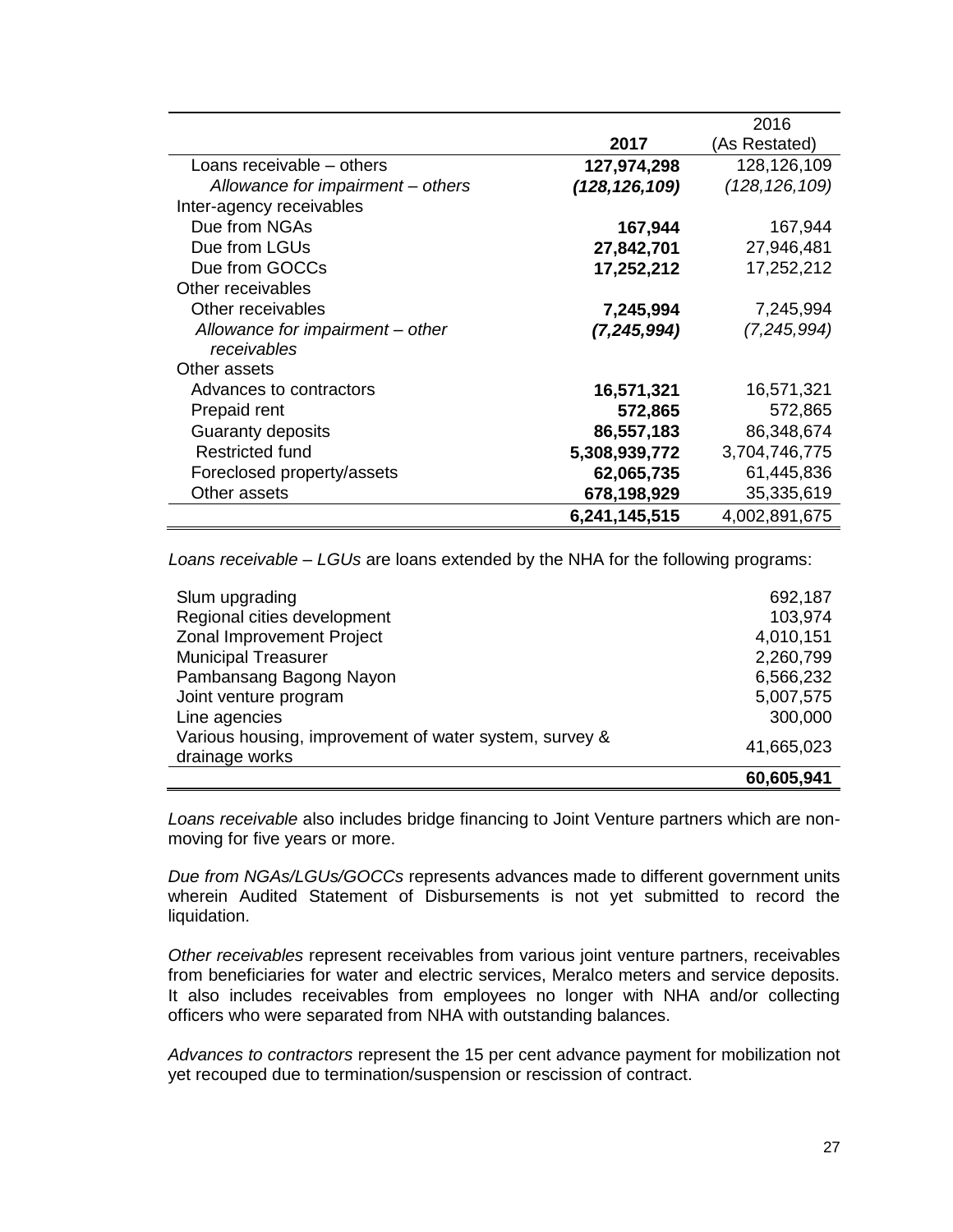| | 2017 | 2016 (As Restated) |
|---|---|---|
| Loans receivable – others | **127,974,298** | 128,126,109 |
| *Allowance for impairment – others* | ***(128,126,109)*** | *(128,126,109)* |
| Inter-agency receivables | | |
| Due from NGAs | **167,944** | 167,944 |
| Due from LGUs | **27,842,701** | 27,946,481 |
| Due from GOCCs | **17,252,212** | 17,252,212 |
| Other receivables | | |
| Other receivables | **7,245,994** | 7,245,994 |
| *Allowance for impairment – other receivables* | ***(7,245,994)*** | *(7,245,994)* |
| Other assets | | |
| Advances to contractors | **16,571,321** | 16,571,321 |
| Prepaid rent | **572,865** | 572,865 |
| Guaranty deposits | **86,557,183** | 86,348,674 |
| Restricted fund | **5,308,939,772** | 3,704,746,775 |
| Foreclosed property/assets | **62,065,735** | 61,445,836 |
| Other assets | **678,198,929** | 35,335,619 |
| | **6,241,145,515** | 4,002,891,675 |

*Loans receivable – LGUs* are loans extended by the NHA for the following programs:

| | |
|---|---|
| Slum upgrading | 692,187 |
| Regional cities development | 103,974 |
| Zonal Improvement Project | 4,010,151 |
| Municipal Treasurer | 2,260,799 |
| Pambansang Bagong Nayon | 6,566,232 |
| Joint venture program | 5,007,575 |
| Line agencies | 300,000 |
| Various housing, improvement of water system, survey & drainage works | 41,665,023 |
| | **60,605,941** |

*Loans receivable* also includes bridge financing to Joint Venture partners which are non-moving for five years or more.

*Due from NGAs/LGUs/GOCCs* represents advances made to different government units wherein Audited Statement of Disbursements is not yet submitted to record the liquidation.

*Other receivables* represent receivables from various joint venture partners, receivables from beneficiaries for water and electric services, Meralco meters and service deposits. It also includes receivables from employees no longer with NHA and/or collecting officers who were separated from NHA with outstanding balances.

*Advances to contractors* represent the 15 per cent advance payment for mobilization not yet recouped due to termination/suspension or rescission of contract.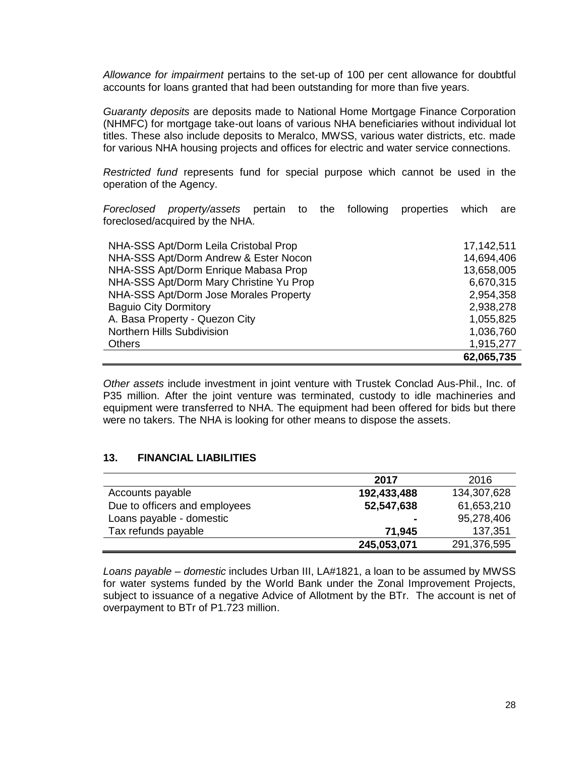*Allowance for impairment* pertains to the set-up of 100 per cent allowance for doubtful accounts for loans granted that had been outstanding for more than five years.

*Guaranty deposits* are deposits made to National Home Mortgage Finance Corporation (NHMFC) for mortgage take-out loans of various NHA beneficiaries without individual lot titles. These also include deposits to Meralco, MWSS, various water districts, etc. made for various NHA housing projects and offices for electric and water service connections.

*Restricted fund* represents fund for special purpose which cannot be used in the operation of the Agency.

*Foreclosed property/assets* pertain to the following properties which are foreclosed/acquired by the NHA.

| | |
|---|---:|
| NHA-SSS Apt/Dorm Leila Cristobal Prop | 17,142,511 |
| NHA-SSS Apt/Dorm Andrew & Ester Nocon | 14,694,406 |
| NHA-SSS Apt/Dorm Enrique Mabasa Prop | 13,658,005 |
| NHA-SSS Apt/Dorm Mary Christine Yu Prop | 6,670,315 |
| NHA-SSS Apt/Dorm Jose Morales Property | 2,954,358 |
| Baguio City Dormitory | 2,938,278 |
| A. Basa Property - Quezon City | 1,055,825 |
| Northern Hills Subdivision | 1,036,760 |
| Others | 1,915,277 |
| | **62,065,735** |

*Other assets* include investment in joint venture with Trustek Conclad Aus-Phil., Inc. of P35 million. After the joint venture was terminated, custody to idle machineries and equipment were transferred to NHA. The equipment had been offered for bids but there were no takers. The NHA is looking for other means to dispose the assets.

## 13. FINANCIAL LIABILITIES

| | **2017** | 2016 |
|---|---:|---:|
| Accounts payable | **192,433,488** | 134,307,628 |
| Due to officers and employees | **52,547,638** | 61,653,210 |
| Loans payable - domestic | **-** | 95,278,406 |
| Tax refunds payable | **71,945** | 137,351 |
| | **245,053,071** | 291,376,595 |

*Loans payable – domestic* includes Urban III, LA#1821, a loan to be assumed by MWSS for water systems funded by the World Bank under the Zonal Improvement Projects, subject to issuance of a negative Advice of Allotment by the BTr. The account is net of overpayment to BTr of P1.723 million.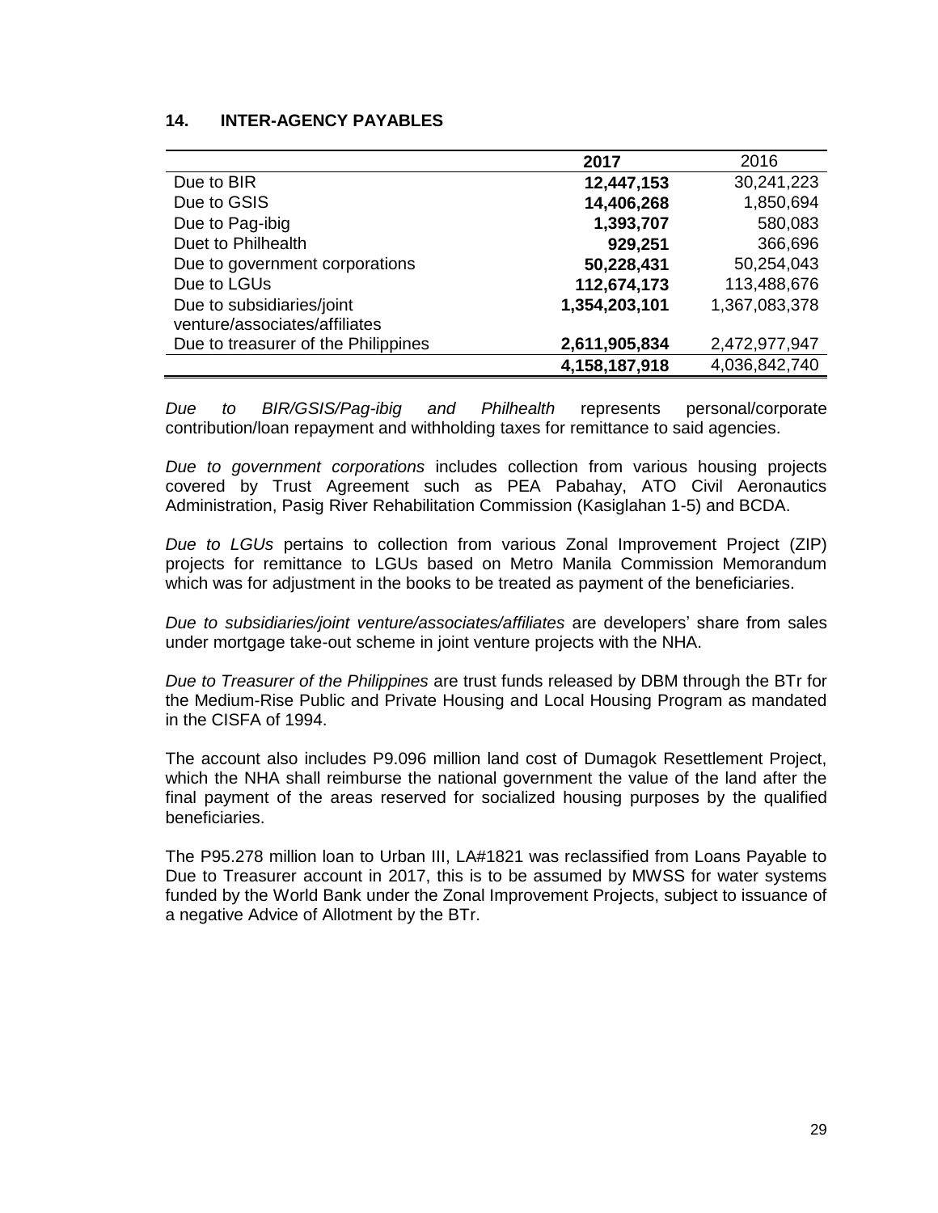## 14. INTER-AGENCY PAYABLES

| | 2017 | 2016 |
|---|---|---|
| Due to BIR | **12,447,153** | 30,241,223 |
| Due to GSIS | **14,406,268** | 1,850,694 |
| Due to Pag-ibig | **1,393,707** | 580,083 |
| Duet to Philhealth | **929,251** | 366,696 |
| Due to government corporations | **50,228,431** | 50,254,043 |
| Due to LGUs | **112,674,173** | 113,488,676 |
| Due to subsidiaries/joint venture/associates/affiliates | **1,354,203,101** | 1,367,083,378 |
| Due to treasurer of the Philippines | **2,611,905,834** | 2,472,977,947 |
| | **4,158,187,918** | 4,036,842,740 |

*Due to BIR/GSIS/Pag-ibig and Philhealth* represents personal/corporate contribution/loan repayment and withholding taxes for remittance to said agencies.

*Due to government corporations* includes collection from various housing projects covered by Trust Agreement such as PEA Pabahay, ATO Civil Aeronautics Administration, Pasig River Rehabilitation Commission (Kasiglahan 1-5) and BCDA.

*Due to LGUs* pertains to collection from various Zonal Improvement Project (ZIP) projects for remittance to LGUs based on Metro Manila Commission Memorandum which was for adjustment in the books to be treated as payment of the beneficiaries.

*Due to subsidiaries/joint venture/associates/affiliates* are developers' share from sales under mortgage take-out scheme in joint venture projects with the NHA.

*Due to Treasurer of the Philippines* are trust funds released by DBM through the BTr for the Medium-Rise Public and Private Housing and Local Housing Program as mandated in the CISFA of 1994.

The account also includes P9.096 million land cost of Dumagok Resettlement Project, which the NHA shall reimburse the national government the value of the land after the final payment of the areas reserved for socialized housing purposes by the qualified beneficiaries.

The P95.278 million loan to Urban III, LA#1821 was reclassified from Loans Payable to Due to Treasurer account in 2017, this is to be assumed by MWSS for water systems funded by the World Bank under the Zonal Improvement Projects, subject to issuance of a negative Advice of Allotment by the BTr.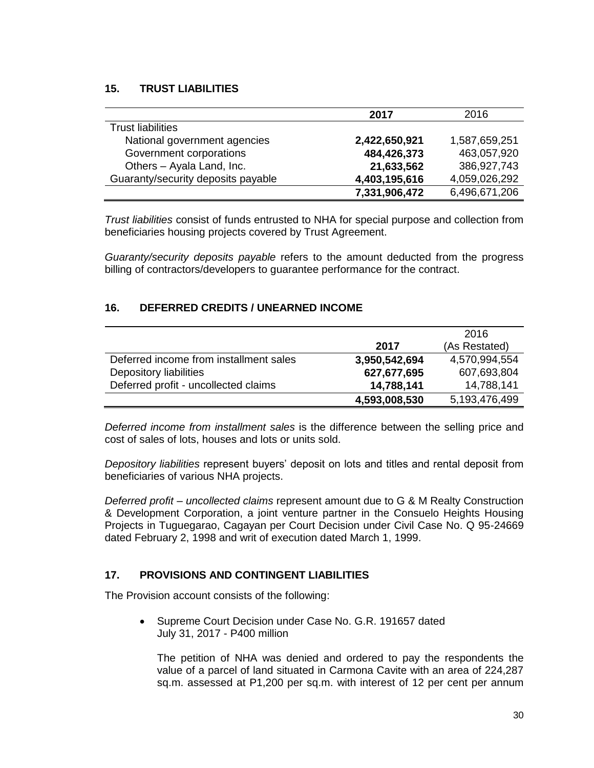## 15. TRUST LIABILITIES

| | 2017 | 2016 |
|---|---|---|
| Trust liabilities | | |
| National government agencies | **2,422,650,921** | 1,587,659,251 |
| Government corporations | **484,426,373** | 463,057,920 |
| Others – Ayala Land, Inc. | **21,633,562** | 386,927,743 |
| Guaranty/security deposits payable | **4,403,195,616** | 4,059,026,292 |
| | **7,331,906,472** | 6,496,671,206 |

*Trust liabilities* consist of funds entrusted to NHA for special purpose and collection from beneficiaries housing projects covered by Trust Agreement.

*Guaranty/security deposits payable* refers to the amount deducted from the progress billing of contractors/developers to guarantee performance for the contract.

## 16. DEFERRED CREDITS / UNEARNED INCOME

| | 2017 | 2016 (As Restated) |
|---|---|---|
| Deferred income from installment sales | **3,950,542,694** | 4,570,994,554 |
| Depository liabilities | **627,677,695** | 607,693,804 |
| Deferred profit - uncollected claims | **14,788,141** | 14,788,141 |
| | **4,593,008,530** | 5,193,476,499 |

*Deferred income from installment sales* is the difference between the selling price and cost of sales of lots, houses and lots or units sold.

*Depository liabilities* represent buyers' deposit on lots and titles and rental deposit from beneficiaries of various NHA projects.

*Deferred profit – uncollected claims* represent amount due to G & M Realty Construction & Development Corporation, a joint venture partner in the Consuelo Heights Housing Projects in Tuguegarao, Cagayan per Court Decision under Civil Case No. Q 95-24669 dated February 2, 1998 and writ of execution dated March 1, 1999.

## 17. PROVISIONS AND CONTINGENT LIABILITIES

The Provision account consists of the following:

- Supreme Court Decision under Case No. G.R. 191657 dated July 31, 2017 - P400 million

  The petition of NHA was denied and ordered to pay the respondents the value of a parcel of land situated in Carmona Cavite with an area of 224,287 sq.m. assessed at P1,200 per sq.m. with interest of 12 per cent per annum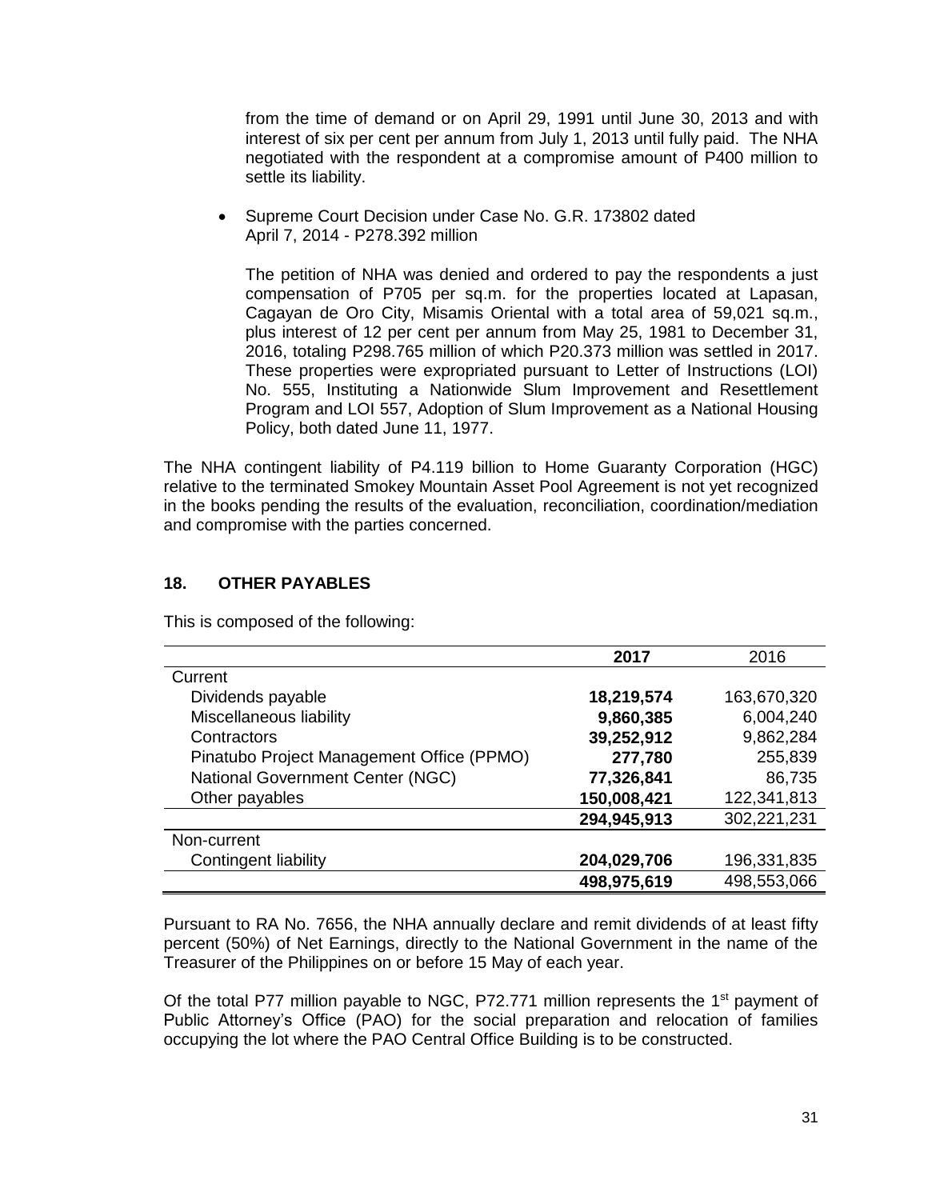from the time of demand or on April 29, 1991 until June 30, 2013 and with interest of six per cent per annum from July 1, 2013 until fully paid. The NHA negotiated with the respondent at a compromise amount of P400 million to settle its liability.

- Supreme Court Decision under Case No. G.R. 173802 dated April 7, 2014 - P278.392 million

  The petition of NHA was denied and ordered to pay the respondents a just compensation of P705 per sq.m. for the properties located at Lapasan, Cagayan de Oro City, Misamis Oriental with a total area of 59,021 sq.m., plus interest of 12 per cent per annum from May 25, 1981 to December 31, 2016, totaling P298.765 million of which P20.373 million was settled in 2017. These properties were expropriated pursuant to Letter of Instructions (LOI) No. 555, Instituting a Nationwide Slum Improvement and Resettlement Program and LOI 557, Adoption of Slum Improvement as a National Housing Policy, both dated June 11, 1977.

The NHA contingent liability of P4.119 billion to Home Guaranty Corporation (HGC) relative to the terminated Smokey Mountain Asset Pool Agreement is not yet recognized in the books pending the results of the evaluation, reconciliation, coordination/mediation and compromise with the parties concerned.

## 18. OTHER PAYABLES

This is composed of the following:

| | **2017** | 2016 |
|---|---|---|
| Current | | |
| Dividends payable | **18,219,574** | 163,670,320 |
| Miscellaneous liability | **9,860,385** | 6,004,240 |
| Contractors | **39,252,912** | 9,862,284 |
| Pinatubo Project Management Office (PPMO) | **277,780** | 255,839 |
| National Government Center (NGC) | **77,326,841** | 86,735 |
| Other payables | **150,008,421** | 122,341,813 |
| | **294,945,913** | 302,221,231 |
| Non-current | | |
| Contingent liability | **204,029,706** | 196,331,835 |
| | **498,975,619** | 498,553,066 |

Pursuant to RA No. 7656, the NHA annually declare and remit dividends of at least fifty percent (50%) of Net Earnings, directly to the National Government in the name of the Treasurer of the Philippines on or before 15 May of each year.

Of the total P77 million payable to NGC, P72.771 million represents the 1st payment of Public Attorney's Office (PAO) for the social preparation and relocation of families occupying the lot where the PAO Central Office Building is to be constructed.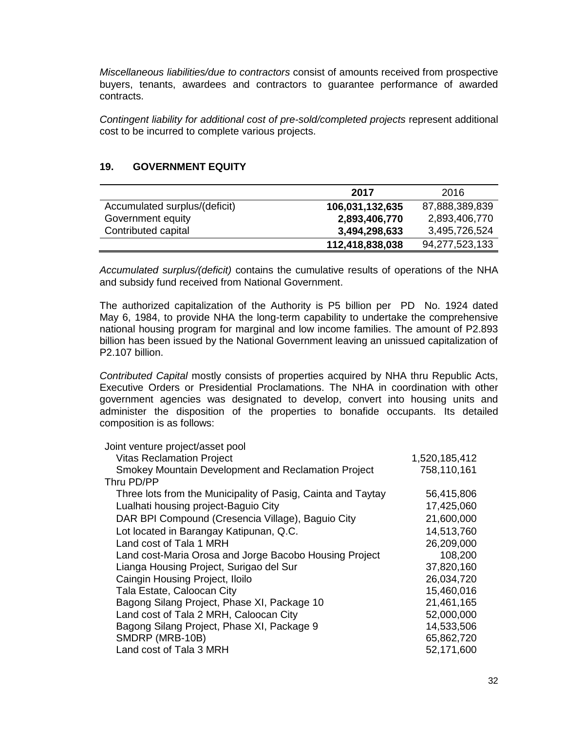*Miscellaneous liabilities/due to contractors* consist of amounts received from prospective buyers, tenants, awardees and contractors to guarantee performance of awarded contracts.

*Contingent liability for additional cost of pre-sold/completed projects* represent additional cost to be incurred to complete various projects.

## 19. GOVERNMENT EQUITY

| | 2017 | 2016 |
|---|---|---|
| Accumulated surplus/(deficit) | **106,031,132,635** | 87,888,389,839 |
| Government equity | **2,893,406,770** | 2,893,406,770 |
| Contributed capital | **3,494,298,633** | 3,495,726,524 |
| | **112,418,838,038** | 94,277,523,133 |

*Accumulated surplus/(deficit)* contains the cumulative results of operations of the NHA and subsidy fund received from National Government.

The authorized capitalization of the Authority is P5 billion per PD No. 1924 dated May 6, 1984, to provide NHA the long-term capability to undertake the comprehensive national housing program for marginal and low income families. The amount of P2.893 billion has been issued by the National Government leaving an unissued capitalization of P2.107 billion.

*Contributed Capital* mostly consists of properties acquired by NHA thru Republic Acts, Executive Orders or Presidential Proclamations. The NHA in coordination with other government agencies was designated to develop, convert into housing units and administer the disposition of the properties to bonafide occupants. Its detailed composition is as follows:

| | |
|---|---|
| Joint venture project/asset pool | |
| Vitas Reclamation Project | 1,520,185,412 |
| Smokey Mountain Development and Reclamation Project | 758,110,161 |
| Thru PD/PP | |
| Three lots from the Municipality of Pasig, Cainta and Taytay | 56,415,806 |
| Lualhati housing project-Baguio City | 17,425,060 |
| DAR BPI Compound (Cresencia Village), Baguio City | 21,600,000 |
| Lot located in Barangay Katipunan, Q.C. | 14,513,760 |
| Land cost of Tala 1 MRH | 26,209,000 |
| Land cost-Maria Orosa and Jorge Bacobo Housing Project | 108,200 |
| Lianga Housing Project, Surigao del Sur | 37,820,160 |
| Caingin Housing Project, Iloilo | 26,034,720 |
| Tala Estate, Caloocan City | 15,460,016 |
| Bagong Silang Project, Phase XI, Package 10 | 21,461,165 |
| Land cost of Tala 2 MRH, Caloocan City | 52,000,000 |
| Bagong Silang Project, Phase XI, Package 9 | 14,533,506 |
| SMDRP (MRB-10B) | 65,862,720 |
| Land cost of Tala 3 MRH | 52,171,600 |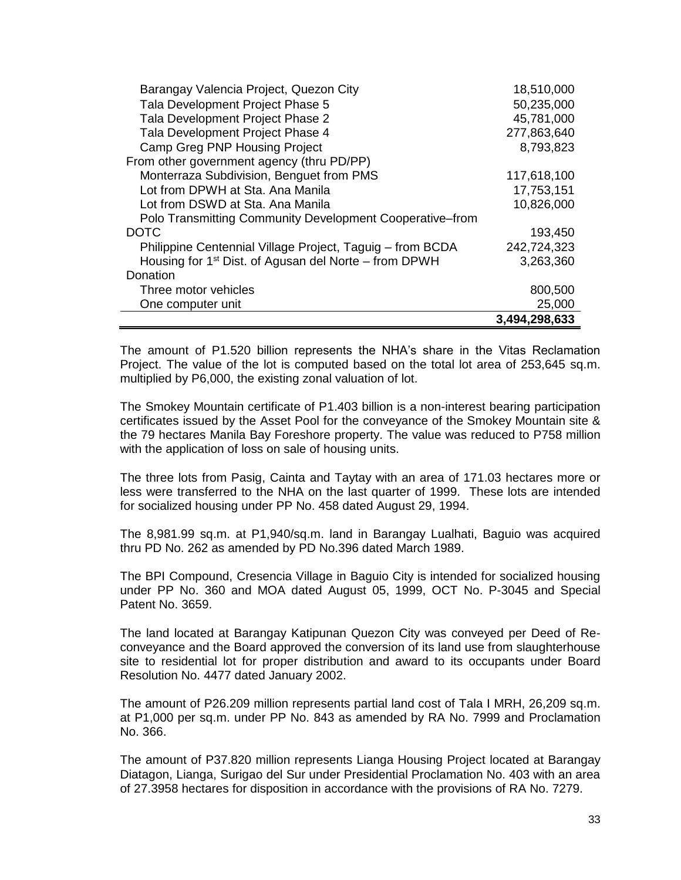| | |
|---|---|
| Barangay Valencia Project, Quezon City | 18,510,000 |
| Tala Development Project Phase 5 | 50,235,000 |
| Tala Development Project Phase 2 | 45,781,000 |
| Tala Development Project Phase 4 | 277,863,640 |
| Camp Greg PNP Housing Project | 8,793,823 |
| From other government agency (thru PD/PP) | |
| Monterraza Subdivision, Benguet from PMS | 117,618,100 |
| Lot from DPWH at Sta. Ana Manila | 17,753,151 |
| Lot from DSWD at Sta. Ana Manila | 10,826,000 |
| Polo Transmitting Community Development Cooperative–from DOTC | 193,450 |
| Philippine Centennial Village Project, Taguig – from BCDA | 242,724,323 |
| Housing for 1st Dist. of Agusan del Norte – from DPWH | 3,263,360 |
| Donation | |
| Three motor vehicles | 800,500 |
| One computer unit | 25,000 |
| | **3,494,298,633** |

The amount of P1.520 billion represents the NHA's share in the Vitas Reclamation Project. The value of the lot is computed based on the total lot area of 253,645 sq.m. multiplied by P6,000, the existing zonal valuation of lot.

The Smokey Mountain certificate of P1.403 billion is a non-interest bearing participation certificates issued by the Asset Pool for the conveyance of the Smokey Mountain site & the 79 hectares Manila Bay Foreshore property. The value was reduced to P758 million with the application of loss on sale of housing units.

The three lots from Pasig, Cainta and Taytay with an area of 171.03 hectares more or less were transferred to the NHA on the last quarter of 1999. These lots are intended for socialized housing under PP No. 458 dated August 29, 1994.

The 8,981.99 sq.m. at P1,940/sq.m. land in Barangay Lualhati, Baguio was acquired thru PD No. 262 as amended by PD No.396 dated March 1989.

The BPI Compound, Cresencia Village in Baguio City is intended for socialized housing under PP No. 360 and MOA dated August 05, 1999, OCT No. P-3045 and Special Patent No. 3659.

The land located at Barangay Katipunan Quezon City was conveyed per Deed of Re-conveyance and the Board approved the conversion of its land use from slaughterhouse site to residential lot for proper distribution and award to its occupants under Board Resolution No. 4477 dated January 2002.

The amount of P26.209 million represents partial land cost of Tala I MRH, 26,209 sq.m. at P1,000 per sq.m. under PP No. 843 as amended by RA No. 7999 and Proclamation No. 366.

The amount of P37.820 million represents Lianga Housing Project located at Barangay Diatagon, Lianga, Surigao del Sur under Presidential Proclamation No. 403 with an area of 27.3958 hectares for disposition in accordance with the provisions of RA No. 7279.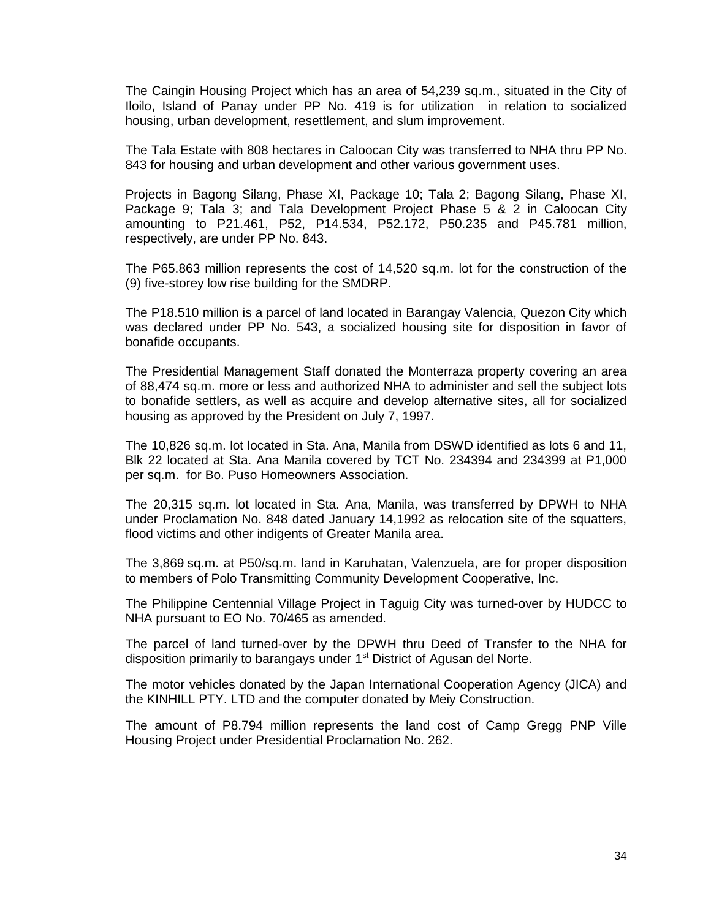The Caingin Housing Project which has an area of 54,239 sq.m., situated in the City of Iloilo, Island of Panay under PP No. 419 is for utilization in relation to socialized housing, urban development, resettlement, and slum improvement.

The Tala Estate with 808 hectares in Caloocan City was transferred to NHA thru PP No. 843 for housing and urban development and other various government uses.

Projects in Bagong Silang, Phase XI, Package 10; Tala 2; Bagong Silang, Phase XI, Package 9; Tala 3; and Tala Development Project Phase 5 & 2 in Caloocan City amounting to P21.461, P52, P14.534, P52.172, P50.235 and P45.781 million, respectively, are under PP No. 843.

The P65.863 million represents the cost of 14,520 sq.m. lot for the construction of the (9) five-storey low rise building for the SMDRP.

The P18.510 million is a parcel of land located in Barangay Valencia, Quezon City which was declared under PP No. 543, a socialized housing site for disposition in favor of bonafide occupants.

The Presidential Management Staff donated the Monterraza property covering an area of 88,474 sq.m. more or less and authorized NHA to administer and sell the subject lots to bonafide settlers, as well as acquire and develop alternative sites, all for socialized housing as approved by the President on July 7, 1997.

The 10,826 sq.m. lot located in Sta. Ana, Manila from DSWD identified as lots 6 and 11, Blk 22 located at Sta. Ana Manila covered by TCT No. 234394 and 234399 at P1,000 per sq.m. for Bo. Puso Homeowners Association.

The 20,315 sq.m. lot located in Sta. Ana, Manila, was transferred by DPWH to NHA under Proclamation No. 848 dated January 14,1992 as relocation site of the squatters, flood victims and other indigents of Greater Manila area.

The 3,869 sq.m. at P50/sq.m. land in Karuhatan, Valenzuela, are for proper disposition to members of Polo Transmitting Community Development Cooperative, Inc.

The Philippine Centennial Village Project in Taguig City was turned-over by HUDCC to NHA pursuant to EO No. 70/465 as amended.

The parcel of land turned-over by the DPWH thru Deed of Transfer to the NHA for disposition primarily to barangays under 1st District of Agusan del Norte.

The motor vehicles donated by the Japan International Cooperation Agency (JICA) and the KINHILL PTY. LTD and the computer donated by Meiy Construction.

The amount of P8.794 million represents the land cost of Camp Gregg PNP Ville Housing Project under Presidential Proclamation No. 262.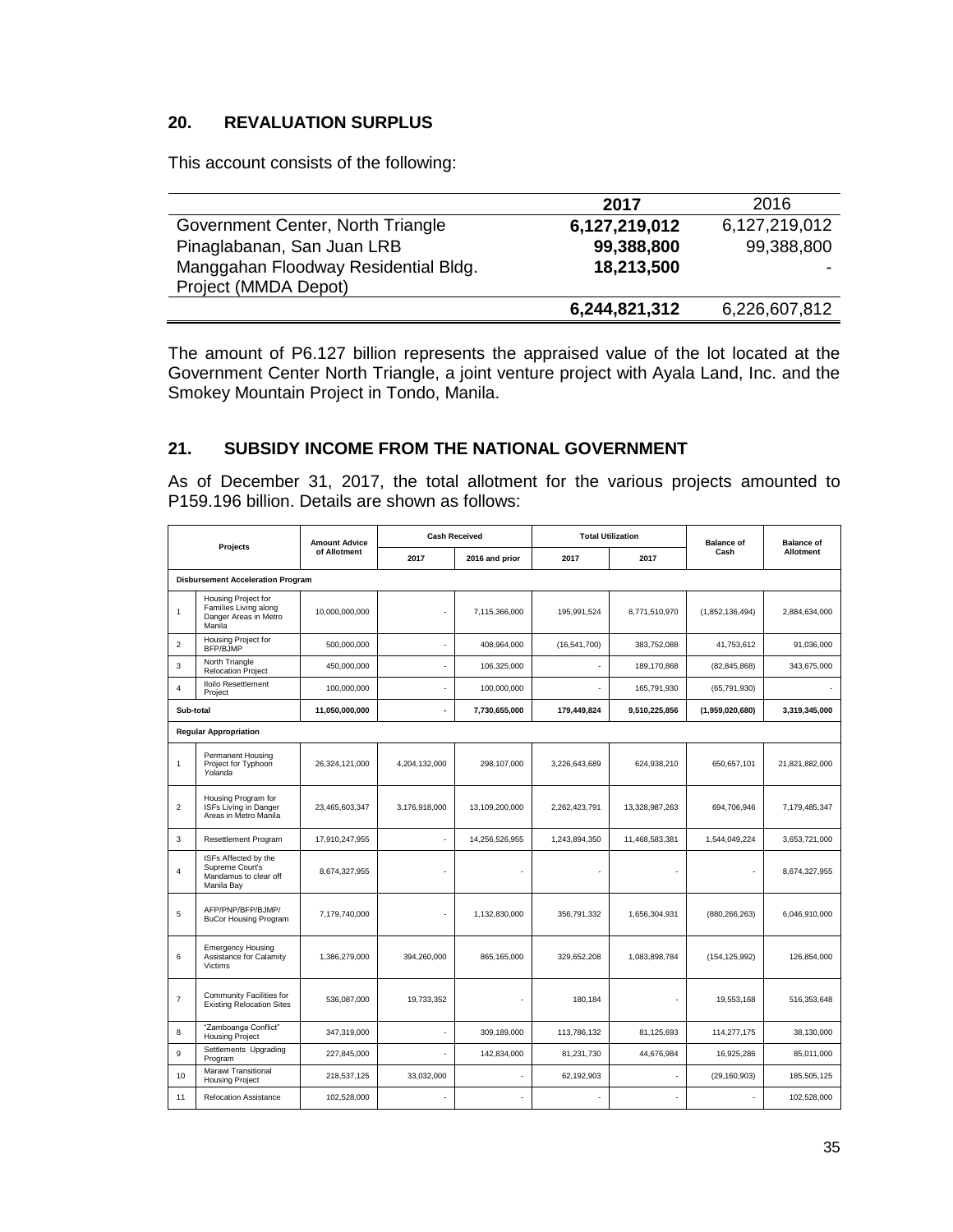## 20. REVALUATION SURPLUS

This account consists of the following:

| | 2017 | 2016 |
|---|---|---|
| Government Center, North Triangle | **6,127,219,012** | 6,127,219,012 |
| Pinaglabanan, San Juan LRB | **99,388,800** | 99,388,800 |
| Manggahan Floodway Residential Bldg. Project (MMDA Depot) | **18,213,500** | - |
| | **6,244,821,312** | 6,226,607,812 |

The amount of P6.127 billion represents the appraised value of the lot located at the Government Center North Triangle, a joint venture project with Ayala Land, Inc. and the Smokey Mountain Project in Tondo, Manila.

## 21. SUBSIDY INCOME FROM THE NATIONAL GOVERNMENT

As of December 31, 2017, the total allotment for the various projects amounted to P159.196 billion. Details are shown as follows:

| | Projects | Amount Advice of Allotment | Cash Received | | Total Utilization | | Balance of Cash | Balance of Allotment |
|---|---|---|---|---|---|---|---|---|
| | | | 2017 | 2016 and prior | 2017 | 2017 | | |
| **Disbursement Acceleration Program** | | | | | | | | |
| 1 | Housing Project for Families Living along Danger Areas in Metro Manila | 10,000,000,000 | - | 7,115,366,000 | 195,991,524 | 8,771,510,970 | (1,852,136,494) | 2,884,634,000 |
| 2 | Housing Project for BFP/BJMP | 500,000,000 | - | 408,964,000 | (16,541,700) | 383,752,088 | 41,753,612 | 91,036,000 |
| 3 | North Triangle Relocation Project | 450,000,000 | - | 106,325,000 | - | 189,170,868 | (82,845,868) | 343,675,000 |
| 4 | Iloilo Resettlement Project | 100,000,000 | - | 100,000,000 | - | 165,791,930 | (65,791,930) | - |
| **Sub-total** | | **11,050,000,000** | **-** | **7,730,655,000** | **179,449,824** | **9,510,225,856** | **(1,959,020,680)** | **3,319,345,000** |
| **Regular Appropriation** | | | | | | | | |
| 1 | Permanent Housing Project for Typhoon *Yolanda* | 26,324,121,000 | 4,204,132,000 | 298,107,000 | 3,226,643,689 | 624,938,210 | 650,657,101 | 21,821,882,000 |
| 2 | Housing Program for ISFs Living in Danger Areas in Metro Manila | 23,465,603,347 | 3,176,918,000 | 13,109,200,000 | 2,262,423,791 | 13,328,987,263 | 694,706,946 | 7,179,485,347 |
| 3 | Resettlement Program | 17,910,247,955 | - | 14,256,526,955 | 1,243,894,350 | 11,468,583,381 | 1,544,049,224 | 3,653,721,000 |
| 4 | ISFs Affected by the Supreme Court's Mandamus to clear off Manila Bay | 8,674,327,955 | - | - | - | - | - | 8,674,327,955 |
| 5 | AFP/PNP/BFP/BJMP/ BuCor Housing Program | 7,179,740,000 | - | 1,132,830,000 | 356,791,332 | 1,656,304,931 | (880,266,263) | 6,046,910,000 |
| 6 | Emergency Housing Assistance for Calamity Victims | 1,386,279,000 | 394,260,000 | 865,165,000 | 329,652,208 | 1,083,898,784 | (154,125,992) | 126,854,000 |
| 7 | Community Facilities for Existing Relocation Sites | 536,087,000 | 19,733,352 | - | 180,184 | - | 19,553,168 | 516,353,648 |
| 8 | "Zamboanga Conflict" Housing Project | 347,319,000 | - | 309,189,000 | 113,786,132 | 81,125,693 | 114,277,175 | 38,130,000 |
| 9 | Settlements Upgrading Program | 227,845,000 | - | 142,834,000 | 81,231,730 | 44,676,984 | 16,925,286 | 85,011,000 |
| 10 | Marawi Transitional Housing Project | 218,537,125 | 33,032,000 | - | 62,192,903 | - | (29,160,903) | 185,505,125 |
| 11 | Relocation Assistance | 102,528,000 | - | - | - | - | - | 102,528,000 |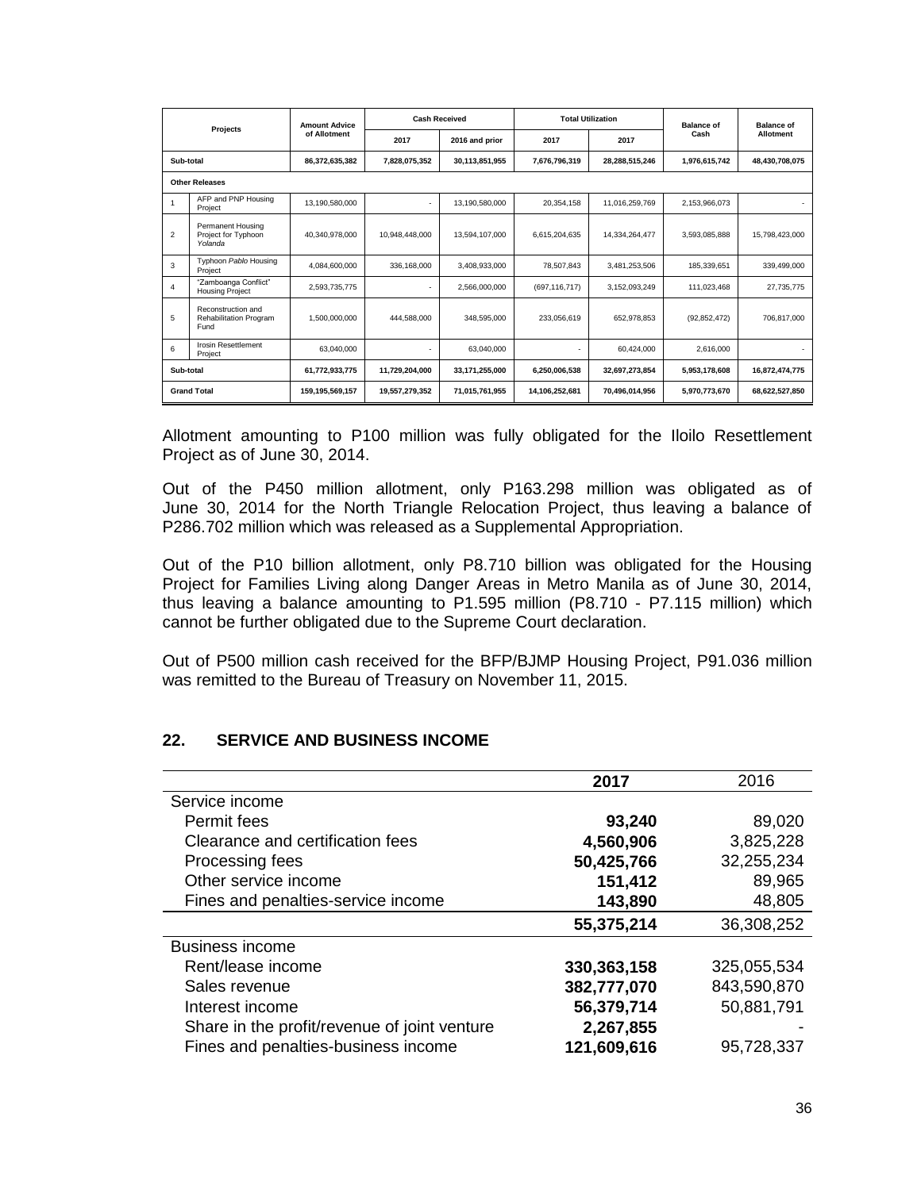| Projects | | Amount Advice of Allotment | Cash Received | | Total Utilization | | Balance of Cash | Balance of Allotment |
|---|---|---|---|---|---|---|---|---|
| | | | 2017 | 2016 and prior | 2017 | 2017 | | |
| Sub-total | | 86,372,635,382 | 7,828,075,352 | 30,113,851,955 | 7,676,796,319 | 28,288,515,246 | 1,976,615,742 | 48,430,708,075 |
| Other Releases | | | | | | | | |
| 1 | AFP and PNP Housing Project | 13,190,580,000 | - | 13,190,580,000 | 20,354,158 | 11,016,259,769 | 2,153,966,073 | - |
| 2 | Permanent Housing Project for Typhoon *Yolanda* | 40,340,978,000 | 10,948,448,000 | 13,594,107,000 | 6,615,204,635 | 14,334,264,477 | 3,593,085,888 | 15,798,423,000 |
| 3 | Typhoon *Pablo* Housing Project | 4,084,600,000 | 336,168,000 | 3,408,933,000 | 78,507,843 | 3,481,253,506 | 185,339,651 | 339,499,000 |
| 4 | "Zamboanga Conflict" Housing Project | 2,593,735,775 | - | 2,566,000,000 | (697,116,717) | 3,152,093,249 | 111,023,468 | 27,735,775 |
| 5 | Reconstruction and Rehabilitation Program Fund | 1,500,000,000 | 444,588,000 | 348,595,000 | 233,056,619 | 652,978,853 | (92,852,472) | 706,817,000 |
| 6 | Irosin Resettlement Project | 63,040,000 | - | 63,040,000 | - | 60,424,000 | 2,616,000 | - |
| Sub-total | | 61,772,933,775 | 11,729,204,000 | 33,171,255,000 | 6,250,006,538 | 32,697,273,854 | 5,953,178,608 | 16,872,474,775 |
| Grand Total | | 159,195,569,157 | 19,557,279,352 | 71,015,761,955 | 14,106,252,681 | 70,496,014,956 | 5,970,773,670 | 68,622,527,850 |

Allotment amounting to P100 million was fully obligated for the Iloilo Resettlement Project as of June 30, 2014.

Out of the P450 million allotment, only P163.298 million was obligated as of June 30, 2014 for the North Triangle Relocation Project, thus leaving a balance of P286.702 million which was released as a Supplemental Appropriation.

Out of the P10 billion allotment, only P8.710 billion was obligated for the Housing Project for Families Living along Danger Areas in Metro Manila as of June 30, 2014, thus leaving a balance amounting to P1.595 million (P8.710 - P7.115 million) which cannot be further obligated due to the Supreme Court declaration.

Out of P500 million cash received for the BFP/BJMP Housing Project, P91.036 million was remitted to the Bureau of Treasury on November 11, 2015.

## 22. SERVICE AND BUSINESS INCOME

| | **2017** | 2016 |
|---|---:|---:|
| Service income | | |
| Permit fees | **93,240** | 89,020 |
| Clearance and certification fees | **4,560,906** | 3,825,228 |
| Processing fees | **50,425,766** | 32,255,234 |
| Other service income | **151,412** | 89,965 |
| Fines and penalties-service income | **143,890** | 48,805 |
| | **55,375,214** | 36,308,252 |
| Business income | | |
| Rent/lease income | **330,363,158** | 325,055,534 |
| Sales revenue | **382,777,070** | 843,590,870 |
| Interest income | **56,379,714** | 50,881,791 |
| Share in the profit/revenue of joint venture | **2,267,855** | - |
| Fines and penalties-business income | **121,609,616** | 95,728,337 |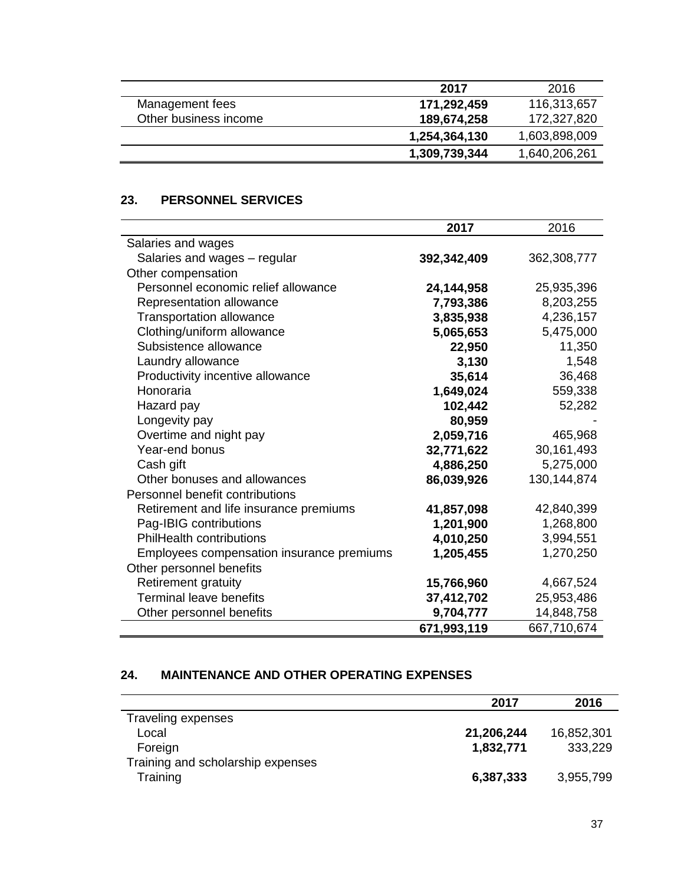| | 2017 | 2016 |
|---|---|---|
| Management fees | **171,292,459** | 116,313,657 |
| Other business income | **189,674,258** | 172,327,820 |
| | **1,254,364,130** | 1,603,898,009 |
| | **1,309,739,344** | 1,640,206,261 |

## 23. PERSONNEL SERVICES

| | 2017 | 2016 |
|---|---|---|
| Salaries and wages | | |
| Salaries and wages – regular | **392,342,409** | 362,308,777 |
| Other compensation | | |
| Personnel economic relief allowance | **24,144,958** | 25,935,396 |
| Representation allowance | **7,793,386** | 8,203,255 |
| Transportation allowance | **3,835,938** | 4,236,157 |
| Clothing/uniform allowance | **5,065,653** | 5,475,000 |
| Subsistence allowance | **22,950** | 11,350 |
| Laundry allowance | **3,130** | 1,548 |
| Productivity incentive allowance | **35,614** | 36,468 |
| Honoraria | **1,649,024** | 559,338 |
| Hazard pay | **102,442** | 52,282 |
| Longevity pay | **80,959** | - |
| Overtime and night pay | **2,059,716** | 465,968 |
| Year-end bonus | **32,771,622** | 30,161,493 |
| Cash gift | **4,886,250** | 5,275,000 |
| Other bonuses and allowances | **86,039,926** | 130,144,874 |
| Personnel benefit contributions | | |
| Retirement and life insurance premiums | **41,857,098** | 42,840,399 |
| Pag-IBIG contributions | **1,201,900** | 1,268,800 |
| PhilHealth contributions | **4,010,250** | 3,994,551 |
| Employees compensation insurance premiums | **1,205,455** | 1,270,250 |
| Other personnel benefits | | |
| Retirement gratuity | **15,766,960** | 4,667,524 |
| Terminal leave benefits | **37,412,702** | 25,953,486 |
| Other personnel benefits | **9,704,777** | 14,848,758 |
| | **671,993,119** | 667,710,674 |

## 24. MAINTENANCE AND OTHER OPERATING EXPENSES

| | 2017 | 2016 |
|---|---|---|
| Traveling expenses | | |
| Local | **21,206,244** | 16,852,301 |
| Foreign | **1,832,771** | 333,229 |
| Training and scholarship expenses | | |
| Training | **6,387,333** | 3,955,799 |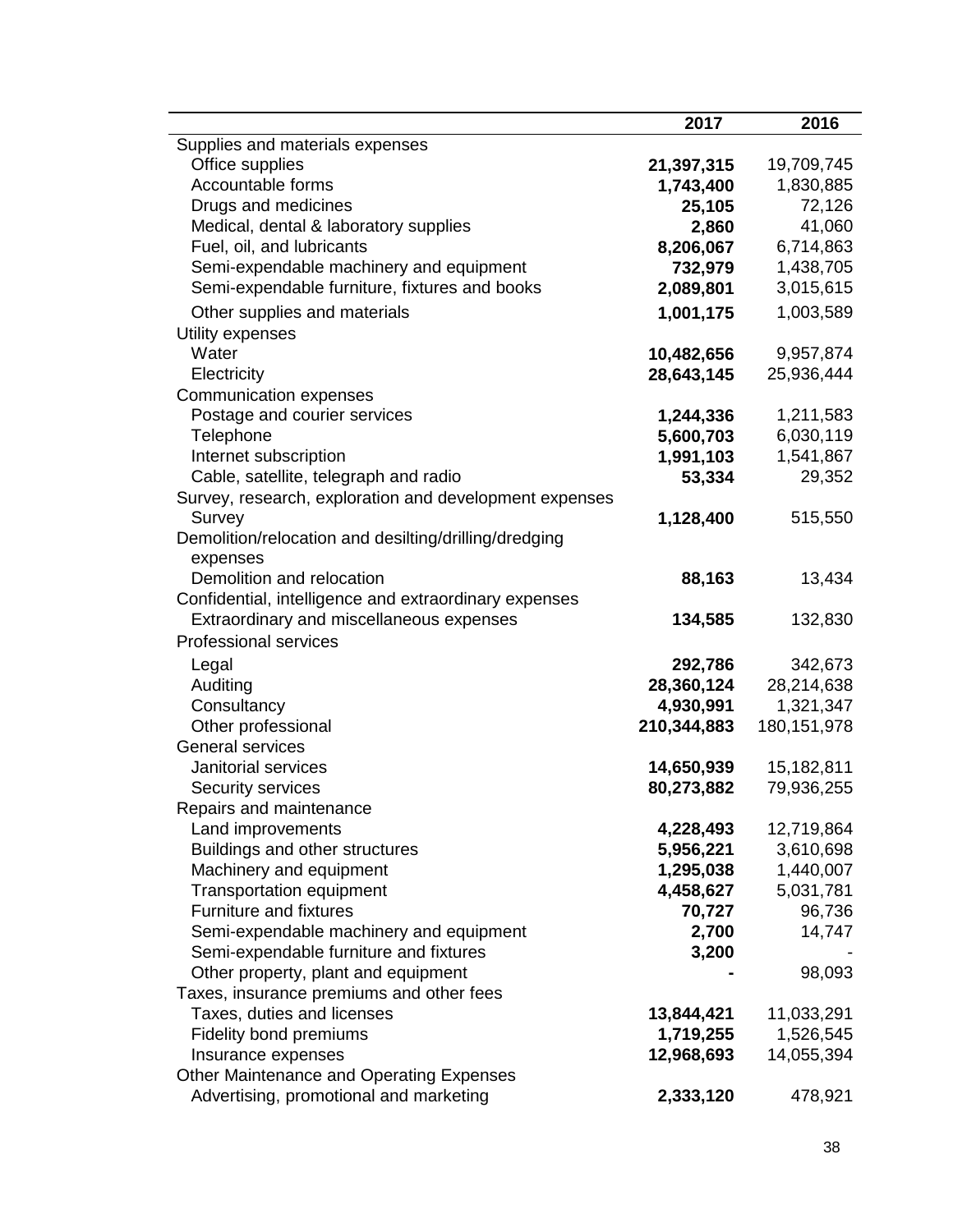| | 2017 | 2016 |
|---|---|---|
| Supplies and materials expenses | | |
| Office supplies | **21,397,315** | 19,709,745 |
| Accountable forms | **1,743,400** | 1,830,885 |
| Drugs and medicines | **25,105** | 72,126 |
| Medical, dental & laboratory supplies | **2,860** | 41,060 |
| Fuel, oil, and lubricants | **8,206,067** | 6,714,863 |
| Semi-expendable machinery and equipment | **732,979** | 1,438,705 |
| Semi-expendable furniture, fixtures and books | **2,089,801** | 3,015,615 |
| Other supplies and materials | **1,001,175** | 1,003,589 |
| Utility expenses | | |
| Water | **10,482,656** | 9,957,874 |
| Electricity | **28,643,145** | 25,936,444 |
| Communication expenses | | |
| Postage and courier services | **1,244,336** | 1,211,583 |
| Telephone | **5,600,703** | 6,030,119 |
| Internet subscription | **1,991,103** | 1,541,867 |
| Cable, satellite, telegraph and radio | **53,334** | 29,352 |
| Survey, research, exploration and development expenses | | |
| Survey | **1,128,400** | 515,550 |
| Demolition/relocation and desilting/drilling/dredging expenses | | |
| Demolition and relocation | **88,163** | 13,434 |
| Confidential, intelligence and extraordinary expenses | | |
| Extraordinary and miscellaneous expenses | **134,585** | 132,830 |
| Professional services | | |
| Legal | **292,786** | 342,673 |
| Auditing | **28,360,124** | 28,214,638 |
| Consultancy | **4,930,991** | 1,321,347 |
| Other professional | **210,344,883** | 180,151,978 |
| General services | | |
| Janitorial services | **14,650,939** | 15,182,811 |
| Security services | **80,273,882** | 79,936,255 |
| Repairs and maintenance | | |
| Land improvements | **4,228,493** | 12,719,864 |
| Buildings and other structures | **5,956,221** | 3,610,698 |
| Machinery and equipment | **1,295,038** | 1,440,007 |
| Transportation equipment | **4,458,627** | 5,031,781 |
| Furniture and fixtures | **70,727** | 96,736 |
| Semi-expendable machinery and equipment | **2,700** | 14,747 |
| Semi-expendable furniture and fixtures | **3,200** | - |
| Other property, plant and equipment | **-** | 98,093 |
| Taxes, insurance premiums and other fees | | |
| Taxes, duties and licenses | **13,844,421** | 11,033,291 |
| Fidelity bond premiums | **1,719,255** | 1,526,545 |
| Insurance expenses | **12,968,693** | 14,055,394 |
| Other Maintenance and Operating Expenses | | |
| Advertising, promotional and marketing | **2,333,120** | 478,921 |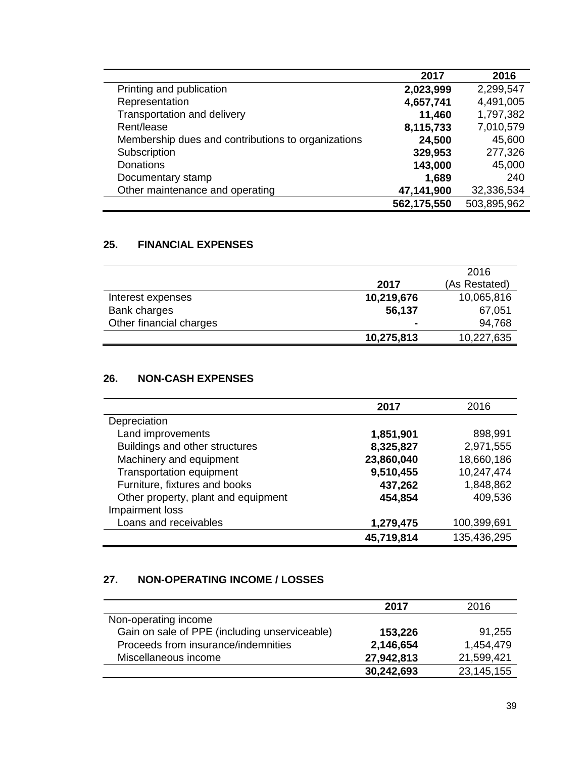| | 2017 | 2016 |
|---|---|---|
| Printing and publication | **2,023,999** | 2,299,547 |
| Representation | **4,657,741** | 4,491,005 |
| Transportation and delivery | **11,460** | 1,797,382 |
| Rent/lease | **8,115,733** | 7,010,579 |
| Membership dues and contributions to organizations | **24,500** | 45,600 |
| Subscription | **329,953** | 277,326 |
| Donations | **143,000** | 45,000 |
| Documentary stamp | **1,689** | 240 |
| Other maintenance and operating | **47,141,900** | 32,336,534 |
| | **562,175,550** | 503,895,962 |

## 25. FINANCIAL EXPENSES

| | 2017 | 2016 (As Restated) |
|---|---|---|
| Interest expenses | **10,219,676** | 10,065,816 |
| Bank charges | **56,137** | 67,051 |
| Other financial charges | **-** | 94,768 |
| | **10,275,813** | 10,227,635 |

## 26. NON-CASH EXPENSES

| | 2017 | 2016 |
|---|---|---|
| Depreciation | | |
| Land improvements | **1,851,901** | 898,991 |
| Buildings and other structures | **8,325,827** | 2,971,555 |
| Machinery and equipment | **23,860,040** | 18,660,186 |
| Transportation equipment | **9,510,455** | 10,247,474 |
| Furniture, fixtures and books | **437,262** | 1,848,862 |
| Other property, plant and equipment | **454,854** | 409,536 |
| Impairment loss | | |
| Loans and receivables | **1,279,475** | 100,399,691 |
| | **45,719,814** | 135,436,295 |

## 27. NON-OPERATING INCOME / LOSSES

| | 2017 | 2016 |
|---|---|---|
| Non-operating income | | |
| Gain on sale of PPE (including unserviceable) | **153,226** | 91,255 |
| Proceeds from insurance/indemnities | **2,146,654** | 1,454,479 |
| Miscellaneous income | **27,942,813** | 21,599,421 |
| | **30,242,693** | 23,145,155 |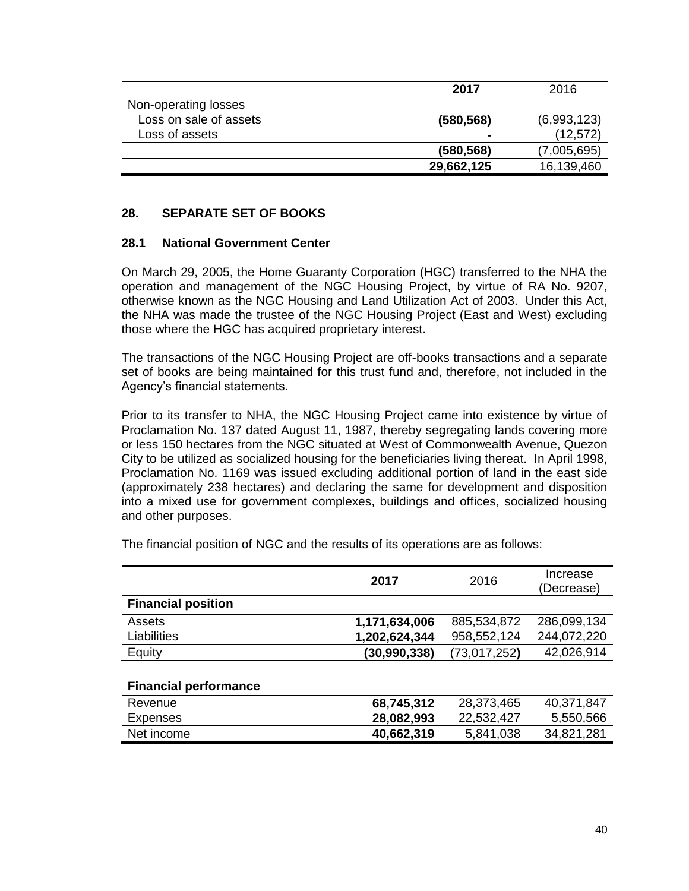| | **2017** | 2016 |
|---|---|---|
| Non-operating losses | | |
| Loss on sale of assets | **(580,568)** | (6,993,123) |
| Loss of assets | **-** | (12,572) |
| | **(580,568)** | (7,005,695) |
| | **29,662,125** | 16,139,460 |

## 28. SEPARATE SET OF BOOKS

### 28.1 National Government Center

On March 29, 2005, the Home Guaranty Corporation (HGC) transferred to the NHA the operation and management of the NGC Housing Project, by virtue of RA No. 9207, otherwise known as the NGC Housing and Land Utilization Act of 2003. Under this Act, the NHA was made the trustee of the NGC Housing Project (East and West) excluding those where the HGC has acquired proprietary interest.

The transactions of the NGC Housing Project are off-books transactions and a separate set of books are being maintained for this trust fund and, therefore, not included in the Agency's financial statements.

Prior to its transfer to NHA, the NGC Housing Project came into existence by virtue of Proclamation No. 137 dated August 11, 1987, thereby segregating lands covering more or less 150 hectares from the NGC situated at West of Commonwealth Avenue, Quezon City to be utilized as socialized housing for the beneficiaries living thereat. In April 1998, Proclamation No. 1169 was issued excluding additional portion of land in the east side (approximately 238 hectares) and declaring the same for development and disposition into a mixed use for government complexes, buildings and offices, socialized housing and other purposes.

The financial position of NGC and the results of its operations are as follows:

| | **2017** | 2016 | Increase (Decrease) |
|---|---|---|---|
| **Financial position** | | | |
| Assets | **1,171,634,006** | 885,534,872 | 286,099,134 |
| Liabilities | **1,202,624,344** | 958,552,124 | 244,072,220 |
| Equity | **(30,990,338)** | (73,017,252**)** | 42,026,914 |
| | | | |
| **Financial performance** | | | |
| Revenue | **68,745,312** | 28,373,465 | 40,371,847 |
| Expenses | **28,082,993** | 22,532,427 | 5,550,566 |
| Net income | **40,662,319** | 5,841,038 | 34,821,281 |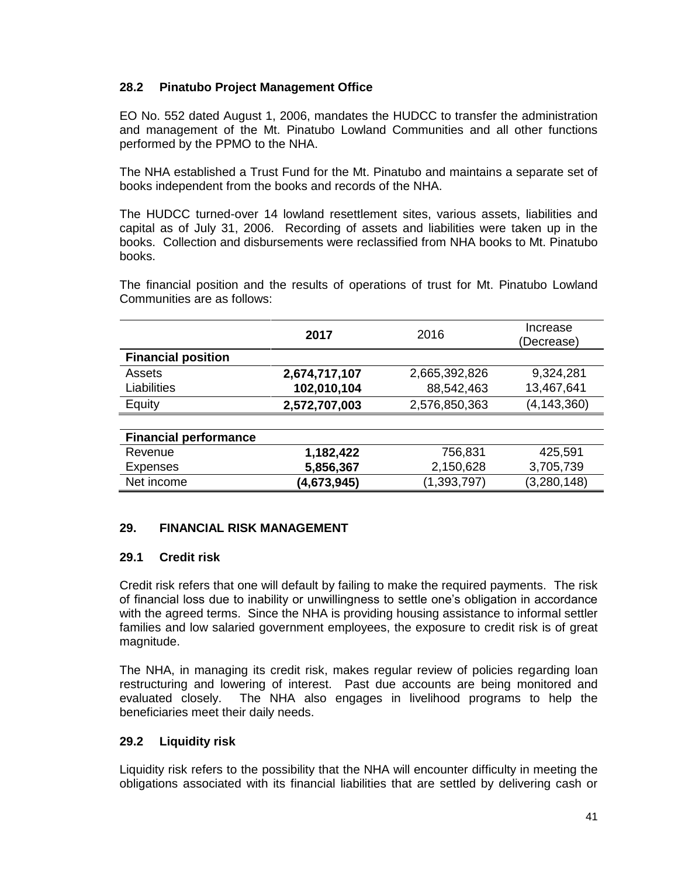### 28.2 Pinatubo Project Management Office

EO No. 552 dated August 1, 2006, mandates the HUDCC to transfer the administration and management of the Mt. Pinatubo Lowland Communities and all other functions performed by the PPMO to the NHA.

The NHA established a Trust Fund for the Mt. Pinatubo and maintains a separate set of books independent from the books and records of the NHA.

The HUDCC turned-over 14 lowland resettlement sites, various assets, liabilities and capital as of July 31, 2006. Recording of assets and liabilities were taken up in the books. Collection and disbursements were reclassified from NHA books to Mt. Pinatubo books.

The financial position and the results of operations of trust for Mt. Pinatubo Lowland Communities are as follows:

| | **2017** | 2016 | Increase (Decrease) |
|---|---|---|---|
| **Financial position** | | | |
| Assets | **2,674,717,107** | 2,665,392,826 | 9,324,281 |
| Liabilities | **102,010,104** | 88,542,463 | 13,467,641 |
| Equity | **2,572,707,003** | 2,576,850,363 | (4,143,360) |
| **Financial performance** | | | |
| Revenue | **1,182,422** | 756,831 | 425,591 |
| Expenses | **5,856,367** | 2,150,628 | 3,705,739 |
| Net income | **(4,673,945)** | (1,393,797) | (3,280,148) |

## 29. FINANCIAL RISK MANAGEMENT

### 29.1 Credit risk

Credit risk refers that one will default by failing to make the required payments. The risk of financial loss due to inability or unwillingness to settle one's obligation in accordance with the agreed terms. Since the NHA is providing housing assistance to informal settler families and low salaried government employees, the exposure to credit risk is of great magnitude.

The NHA, in managing its credit risk, makes regular review of policies regarding loan restructuring and lowering of interest. Past due accounts are being monitored and evaluated closely. The NHA also engages in livelihood programs to help the beneficiaries meet their daily needs.

### 29.2 Liquidity risk

Liquidity risk refers to the possibility that the NHA will encounter difficulty in meeting the obligations associated with its financial liabilities that are settled by delivering cash or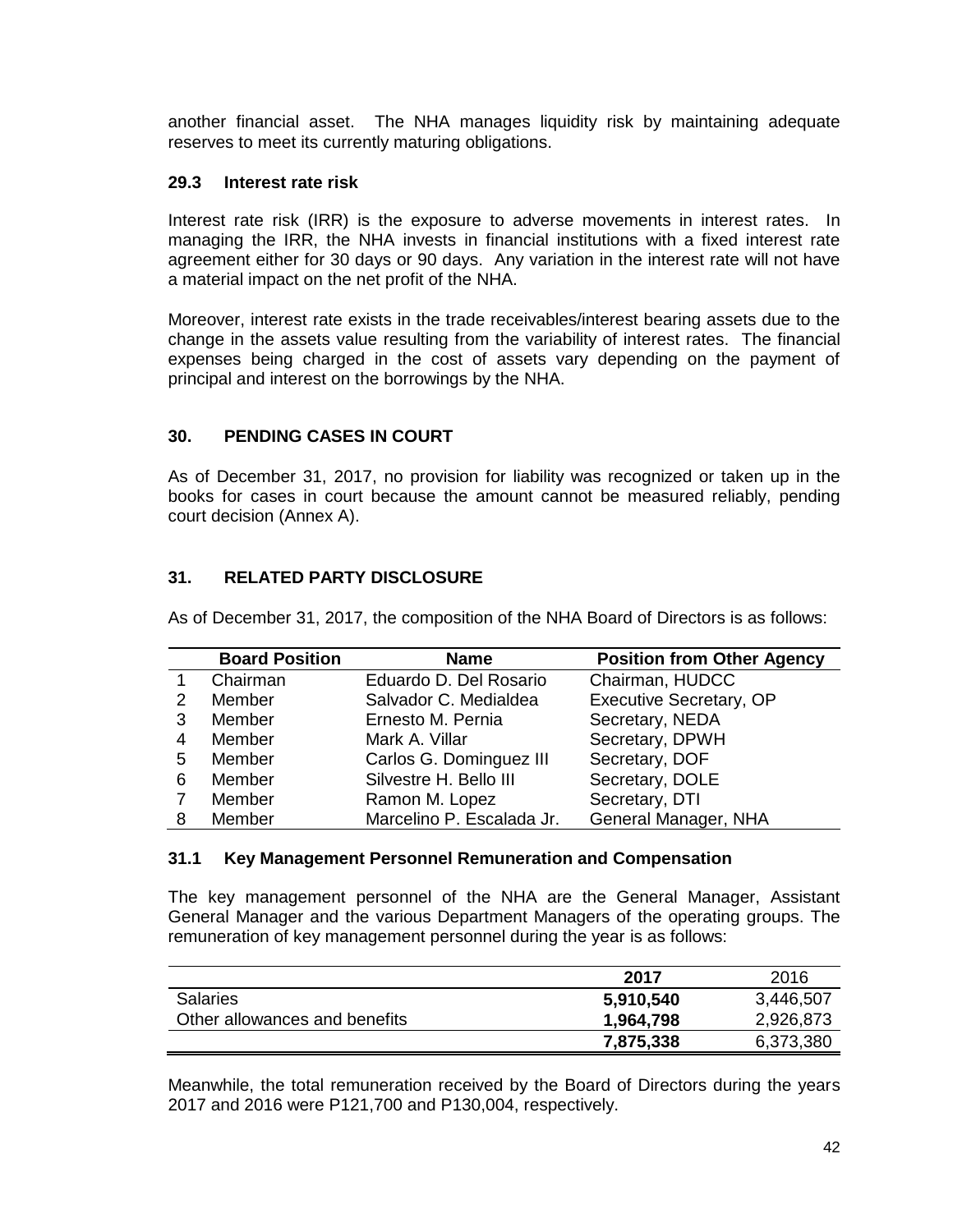another financial asset. The NHA manages liquidity risk by maintaining adequate reserves to meet its currently maturing obligations.

### 29.3 Interest rate risk

Interest rate risk (IRR) is the exposure to adverse movements in interest rates. In managing the IRR, the NHA invests in financial institutions with a fixed interest rate agreement either for 30 days or 90 days. Any variation in the interest rate will not have a material impact on the net profit of the NHA.

Moreover, interest rate exists in the trade receivables/interest bearing assets due to the change in the assets value resulting from the variability of interest rates. The financial expenses being charged in the cost of assets vary depending on the payment of principal and interest on the borrowings by the NHA.

## 30. PENDING CASES IN COURT

As of December 31, 2017, no provision for liability was recognized or taken up in the books for cases in court because the amount cannot be measured reliably, pending court decision (Annex A).

## 31. RELATED PARTY DISCLOSURE

As of December 31, 2017, the composition of the NHA Board of Directors is as follows:

| | Board Position | Name | Position from Other Agency |
|---|---|---|---|
| 1 | Chairman | Eduardo D. Del Rosario | Chairman, HUDCC |
| 2 | Member | Salvador C. Medialdea | Executive Secretary, OP |
| 3 | Member | Ernesto M. Pernia | Secretary, NEDA |
| 4 | Member | Mark A. Villar | Secretary, DPWH |
| 5 | Member | Carlos G. Dominguez III | Secretary, DOF |
| 6 | Member | Silvestre H. Bello III | Secretary, DOLE |
| 7 | Member | Ramon M. Lopez | Secretary, DTI |
| 8 | Member | Marcelino P. Escalada Jr. | General Manager, NHA |

### 31.1 Key Management Personnel Remuneration and Compensation

The key management personnel of the NHA are the General Manager, Assistant General Manager and the various Department Managers of the operating groups. The remuneration of key management personnel during the year is as follows:

| | 2017 | 2016 |
|---|---|---|
| Salaries | **5,910,540** | 3,446,507 |
| Other allowances and benefits | **1,964,798** | 2,926,873 |
| | **7,875,338** | 6,373,380 |

Meanwhile, the total remuneration received by the Board of Directors during the years 2017 and 2016 were P121,700 and P130,004, respectively.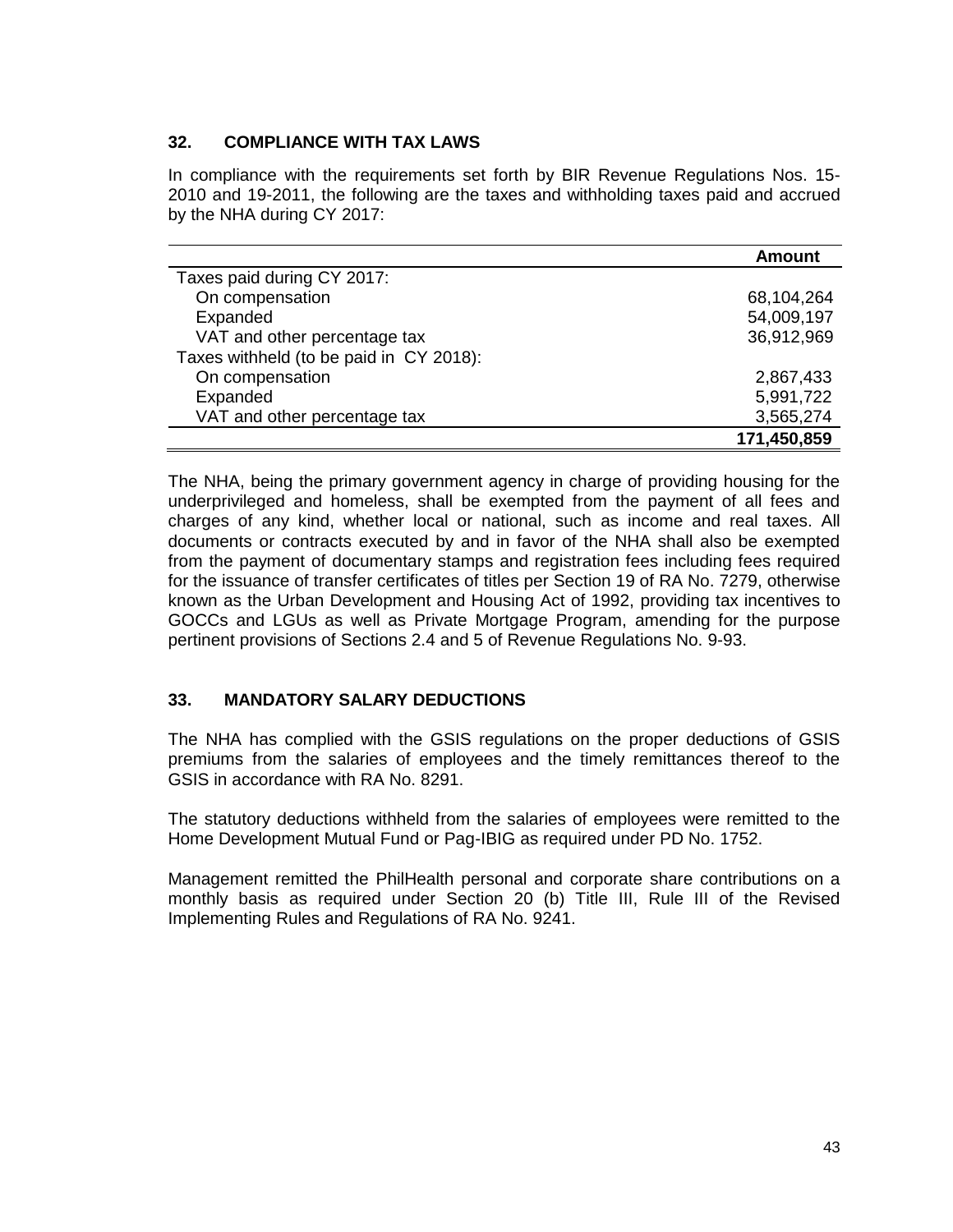## 32. COMPLIANCE WITH TAX LAWS

In compliance with the requirements set forth by BIR Revenue Regulations Nos. 15-2010 and 19-2011, the following are the taxes and withholding taxes paid and accrued by the NHA during CY 2017:

| | Amount |
|---|---|
| Taxes paid during CY 2017: | |
| On compensation | 68,104,264 |
| Expanded | 54,009,197 |
| VAT and other percentage tax | 36,912,969 |
| Taxes withheld (to be paid in CY 2018): | |
| On compensation | 2,867,433 |
| Expanded | 5,991,722 |
| VAT and other percentage tax | 3,565,274 |
| | **171,450,859** |

The NHA, being the primary government agency in charge of providing housing for the underprivileged and homeless, shall be exempted from the payment of all fees and charges of any kind, whether local or national, such as income and real taxes. All documents or contracts executed by and in favor of the NHA shall also be exempted from the payment of documentary stamps and registration fees including fees required for the issuance of transfer certificates of titles per Section 19 of RA No. 7279, otherwise known as the Urban Development and Housing Act of 1992, providing tax incentives to GOCCs and LGUs as well as Private Mortgage Program, amending for the purpose pertinent provisions of Sections 2.4 and 5 of Revenue Regulations No. 9-93.

## 33. MANDATORY SALARY DEDUCTIONS

The NHA has complied with the GSIS regulations on the proper deductions of GSIS premiums from the salaries of employees and the timely remittances thereof to the GSIS in accordance with RA No. 8291.

The statutory deductions withheld from the salaries of employees were remitted to the Home Development Mutual Fund or Pag-IBIG as required under PD No. 1752.

Management remitted the PhilHealth personal and corporate share contributions on a monthly basis as required under Section 20 (b) Title III, Rule III of the Revised Implementing Rules and Regulations of RA No. 9241.